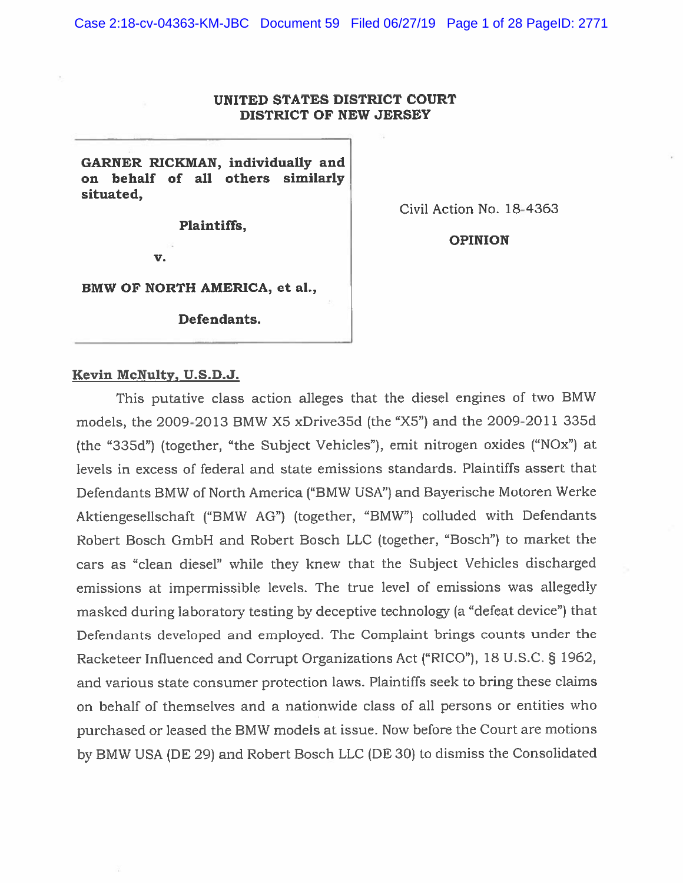**UNITED STATES DISTRICT COURT**
**DISTRICT OF NEW JERSEY**

**GARNER RICKMAN, individually and on behalf of all others similarly situated,**

**Plaintiffs,**

**v.**

**BMW OF NORTH AMERICA, et al.,**

**Defendants.**

Civil Action No. 18-4363

**OPINION**

**Kevin McNulty, U.S.D.J.**

This putative class action alleges that the diesel engines of two BMW models, the 2009-2013 BMW X5 xDrive35d (the "X5") and the 2009-2011 335d (the "335d") (together, "the Subject Vehicles"), emit nitrogen oxides ("NOx") at levels in excess of federal and state emissions standards. Plaintiffs assert that Defendants BMW of North America ("BMW USA") and Bayerische Motoren Werke Aktiengesellschaft ("BMW AG") (together, "BMW") colluded with Defendants Robert Bosch GmbH and Robert Bosch LLC (together, "Bosch") to market the cars as "clean diesel" while they knew that the Subject Vehicles discharged emissions at impermissible levels. The true level of emissions was allegedly masked during laboratory testing by deceptive technology (a "defeat device") that Defendants developed and employed. The Complaint brings counts under the Racketeer Influenced and Corrupt Organizations Act ("RICO"), 18 U.S.C. § 1962, and various state consumer protection laws. Plaintiffs seek to bring these claims on behalf of themselves and a nationwide class of all persons or entities who purchased or leased the BMW models at issue. Now before the Court are motions by BMW USA (DE 29) and Robert Bosch LLC (DE 30) to dismiss the Consolidated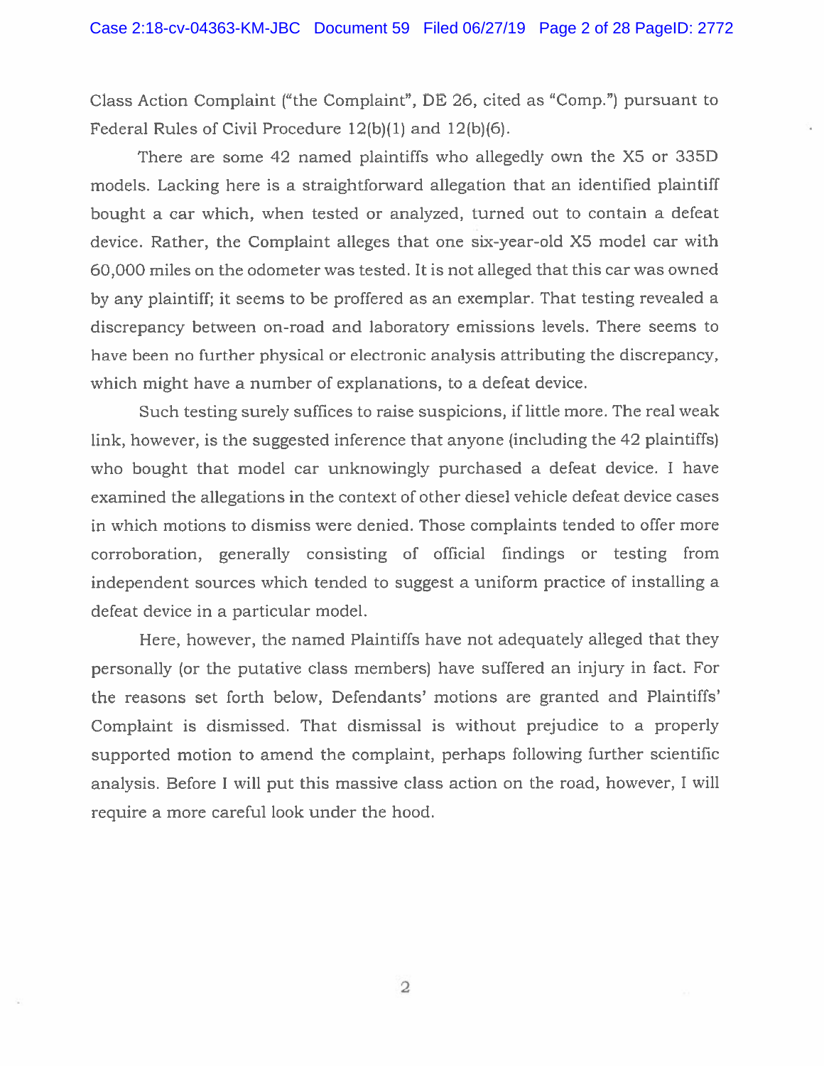Class Action Complaint ("the Complaint", DE 26, cited as "Comp.") pursuant to Federal Rules of Civil Procedure 12(b)(1) and 12(b)(6).

There are some 42 named plaintiffs who allegedly own the X5 or 335D models. Lacking here is a straightforward allegation that an identified plaintiff bought a car which, when tested or analyzed, turned out to contain a defeat device. Rather, the Complaint alleges that one six-year-old X5 model car with 60,000 miles on the odometer was tested. It is not alleged that this car was owned by any plaintiff; it seems to be proffered as an exemplar. That testing revealed a discrepancy between on-road and laboratory emissions levels. There seems to have been no further physical or electronic analysis attributing the discrepancy, which might have a number of explanations, to a defeat device.

Such testing surely suffices to raise suspicions, if little more. The real weak link, however, is the suggested inference that anyone (including the 42 plaintiffs) who bought that model car unknowingly purchased a defeat device. I have examined the allegations in the context of other diesel vehicle defeat device cases in which motions to dismiss were denied. Those complaints tended to offer more corroboration, generally consisting of official findings or testing from independent sources which tended to suggest a uniform practice of installing a defeat device in a particular model.

Here, however, the named Plaintiffs have not adequately alleged that they personally (or the putative class members) have suffered an injury in fact. For the reasons set forth below, Defendants' motions are granted and Plaintiffs' Complaint is dismissed. That dismissal is without prejudice to a properly supported motion to amend the complaint, perhaps following further scientific analysis. Before I will put this massive class action on the road, however, I will require a more careful look under the hood.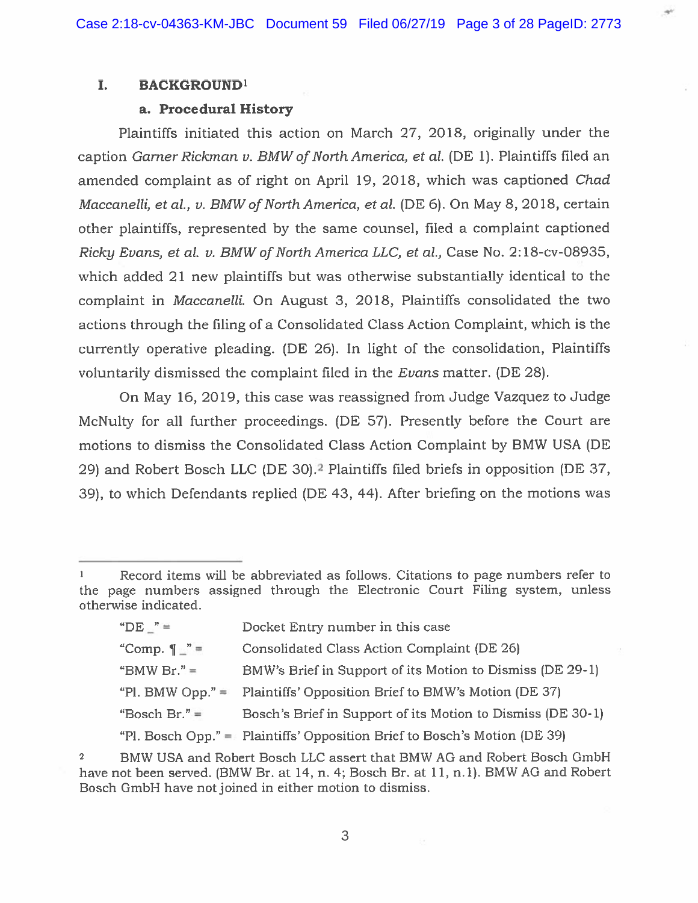## I. BACKGROUND[1]

### a. Procedural History

Plaintiffs initiated this action on March 27, 2018, originally under the caption *Garner Rickman v. BMW of North America, et al.* (DE 1). Plaintiffs filed an amended complaint as of right on April 19, 2018, which was captioned *Chad Maccanelli, et al., v. BMW of North America, et al.* (DE 6). On May 8, 2018, certain other plaintiffs, represented by the same counsel, filed a complaint captioned *Ricky Evans, et al. v. BMW of North America LLC, et al.,* Case No. 2:18-cv-08935, which added 21 new plaintiffs but was otherwise substantially identical to the complaint in *Maccanelli*. On August 3, 2018, Plaintiffs consolidated the two actions through the filing of a Consolidated Class Action Complaint, which is the currently operative pleading. (DE 26). In light of the consolidation, Plaintiffs voluntarily dismissed the complaint filed in the *Evans* matter. (DE 28).

On May 16, 2019, this case was reassigned from Judge Vazquez to Judge McNulty for all further proceedings. (DE 57). Presently before the Court are motions to dismiss the Consolidated Class Action Complaint by BMW USA (DE 29) and Robert Bosch LLC (DE 30).[2] Plaintiffs filed briefs in opposition (DE 37, 39), to which Defendants replied (DE 43, 44). After briefing on the motions was

---

[1] Record items will be abbreviated as follows. Citations to page numbers refer to the page numbers assigned through the Electronic Court Filing system, unless otherwise indicated.

| | |
|---|---|
| "DE _" = | Docket Entry number in this case |
| "Comp. ¶ _" = | Consolidated Class Action Complaint (DE 26) |
| "BMW Br." = | BMW's Brief in Support of its Motion to Dismiss (DE 29-1) |
| "Pl. BMW Opp." = | Plaintiffs' Opposition Brief to BMW's Motion (DE 37) |
| "Bosch Br." = | Bosch's Brief in Support of its Motion to Dismiss (DE 30-1) |
| "Pl. Bosch Opp." = | Plaintiffs' Opposition Brief to Bosch's Motion (DE 39) |

[2] BMW USA and Robert Bosch LLC assert that BMW AG and Robert Bosch GmbH have not been served. (BMW Br. at 14, n. 4; Bosch Br. at 11, n.1). BMW AG and Robert Bosch GmbH have not joined in either motion to dismiss.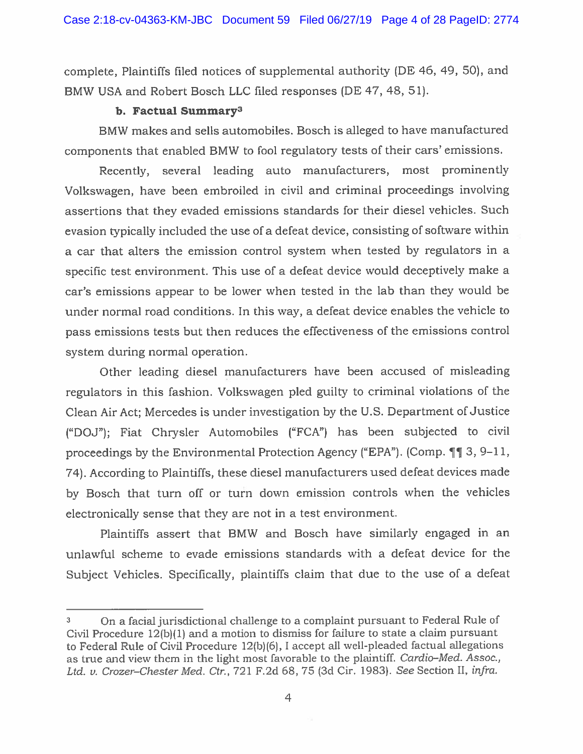complete, Plaintiffs filed notices of supplemental authority (DE 46, 49, 50), and BMW USA and Robert Bosch LLC filed responses (DE 47, 48, 51).

### b. Factual Summary[3]

BMW makes and sells automobiles. Bosch is alleged to have manufactured components that enabled BMW to fool regulatory tests of their cars' emissions.

Recently, several leading auto manufacturers, most prominently Volkswagen, have been embroiled in civil and criminal proceedings involving assertions that they evaded emissions standards for their diesel vehicles. Such evasion typically included the use of a defeat device, consisting of software within a car that alters the emission control system when tested by regulators in a specific test environment. This use of a defeat device would deceptively make a car's emissions appear to be lower when tested in the lab than they would be under normal road conditions. In this way, a defeat device enables the vehicle to pass emissions tests but then reduces the effectiveness of the emissions control system during normal operation.

Other leading diesel manufacturers have been accused of misleading regulators in this fashion. Volkswagen pled guilty to criminal violations of the Clean Air Act; Mercedes is under investigation by the U.S. Department of Justice ("DOJ"); Fiat Chrysler Automobiles ("FCA") has been subjected to civil proceedings by the Environmental Protection Agency ("EPA"). (Comp. ¶¶ 3, 9–11, 74). According to Plaintiffs, these diesel manufacturers used defeat devices made by Bosch that turn off or turn down emission controls when the vehicles electronically sense that they are not in a test environment.

Plaintiffs assert that BMW and Bosch have similarly engaged in an unlawful scheme to evade emissions standards with a defeat device for the Subject Vehicles. Specifically, plaintiffs claim that due to the use of a defeat

---

[3] On a facial jurisdictional challenge to a complaint pursuant to Federal Rule of Civil Procedure 12(b)(1) and a motion to dismiss for failure to state a claim pursuant to Federal Rule of Civil Procedure 12(b)(6), I accept all well-pleaded factual allegations as true and view them in the light most favorable to the plaintiff. *Cardio-Med. Assoc., Ltd. v. Crozer-Chester Med. Ctr.*, 721 F.2d 68, 75 (3d Cir. 1983). *See* Section II, *infra.*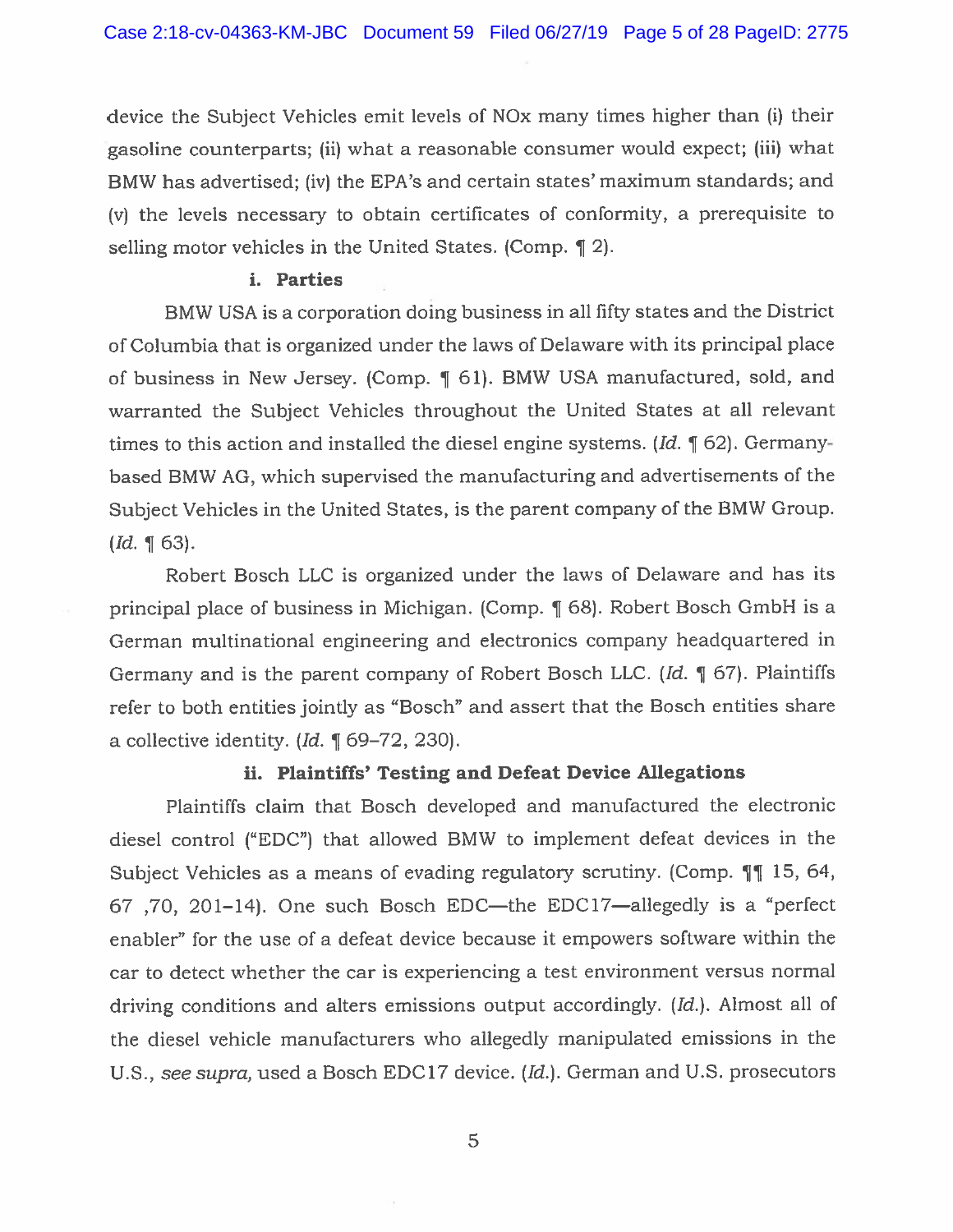device the Subject Vehicles emit levels of NOx many times higher than (i) their gasoline counterparts; (ii) what a reasonable consumer would expect; (iii) what BMW has advertised; (iv) the EPA's and certain states' maximum standards; and (v) the levels necessary to obtain certificates of conformity, a prerequisite to selling motor vehicles in the United States. (Comp. ¶ 2).

**i. Parties**

BMW USA is a corporation doing business in all fifty states and the District of Columbia that is organized under the laws of Delaware with its principal place of business in New Jersey. (Comp. ¶ 61). BMW USA manufactured, sold, and warranted the Subject Vehicles throughout the United States at all relevant times to this action and installed the diesel engine systems. (*Id.* ¶ 62). Germany-based BMW AG, which supervised the manufacturing and advertisements of the Subject Vehicles in the United States, is the parent company of the BMW Group. (*Id.* ¶ 63).

Robert Bosch LLC is organized under the laws of Delaware and has its principal place of business in Michigan. (Comp. ¶ 68). Robert Bosch GmbH is a German multinational engineering and electronics company headquartered in Germany and is the parent company of Robert Bosch LLC. (*Id.* ¶ 67). Plaintiffs refer to both entities jointly as "Bosch" and assert that the Bosch entities share a collective identity. (*Id.* ¶ 69–72, 230).

**ii. Plaintiffs' Testing and Defeat Device Allegations**

Plaintiffs claim that Bosch developed and manufactured the electronic diesel control ("EDC") that allowed BMW to implement defeat devices in the Subject Vehicles as a means of evading regulatory scrutiny. (Comp. ¶¶ 15, 64, 67 ,70, 201–14). One such Bosch EDC—the EDC17—allegedly is a "perfect enabler" for the use of a defeat device because it empowers software within the car to detect whether the car is experiencing a test environment versus normal driving conditions and alters emissions output accordingly. (*Id.*). Almost all of the diesel vehicle manufacturers who allegedly manipulated emissions in the U.S., *see supra,* used a Bosch EDC17 device. (*Id.*). German and U.S. prosecutors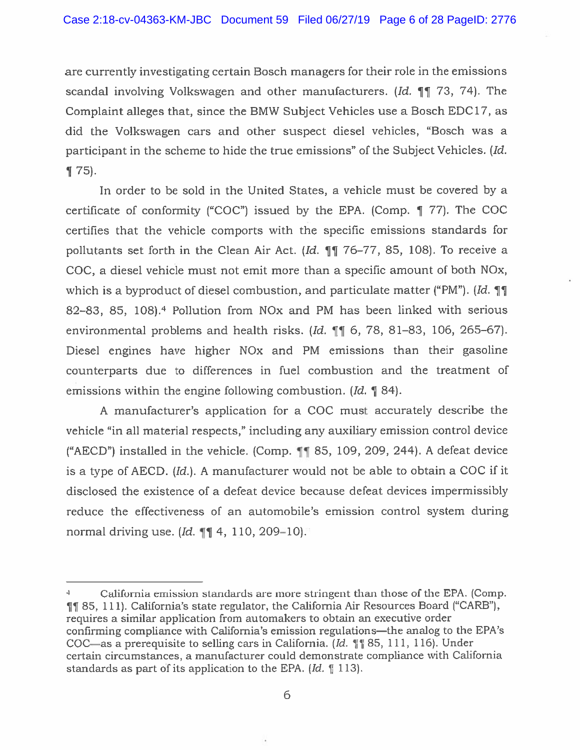are currently investigating certain Bosch managers for their role in the emissions scandal involving Volkswagen and other manufacturers. (*Id.* ¶¶ 73, 74). The Complaint alleges that, since the BMW Subject Vehicles use a Bosch EDC17, as did the Volkswagen cars and other suspect diesel vehicles, "Bosch was a participant in the scheme to hide the true emissions" of the Subject Vehicles. (*Id.* ¶ 75).

In order to be sold in the United States, a vehicle must be covered by a certificate of conformity ("COC") issued by the EPA. (Comp. ¶ 77). The COC certifies that the vehicle comports with the specific emissions standards for pollutants set forth in the Clean Air Act. (*Id.* ¶¶ 76–77, 85, 108). To receive a COC, a diesel vehicle must not emit more than a specific amount of both NOx, which is a byproduct of diesel combustion, and particulate matter ("PM"). (*Id.* ¶¶ 82–83, 85, 108).[4] Pollution from NOx and PM has been linked with serious environmental problems and health risks. (*Id.* ¶¶ 6, 78, 81–83, 106, 265–67). Diesel engines have higher NOx and PM emissions than their gasoline counterparts due to differences in fuel combustion and the treatment of emissions within the engine following combustion. (*Id.* ¶ 84).

A manufacturer's application for a COC must accurately describe the vehicle "in all material respects," including any auxiliary emission control device ("AECD") installed in the vehicle. (Comp. ¶¶ 85, 109, 209, 244). A defeat device is a type of AECD. (*Id.*). A manufacturer would not be able to obtain a COC if it disclosed the existence of a defeat device because defeat devices impermissibly reduce the effectiveness of an automobile's emission control system during normal driving use. (*Id.* ¶¶ 4, 110, 209–10).

---

[4] California emission standards are more stringent than those of the EPA. (Comp. ¶¶ 85, 111). California's state regulator, the California Air Resources Board ("CARB"), requires a similar application from automakers to obtain an executive order confirming compliance with California's emission regulations—the analog to the EPA's COC—as a prerequisite to selling cars in California. (*Id.* ¶¶ 85, 111, 116). Under certain circumstances, a manufacturer could demonstrate compliance with California standards as part of its application to the EPA. (*Id.* ¶ 113).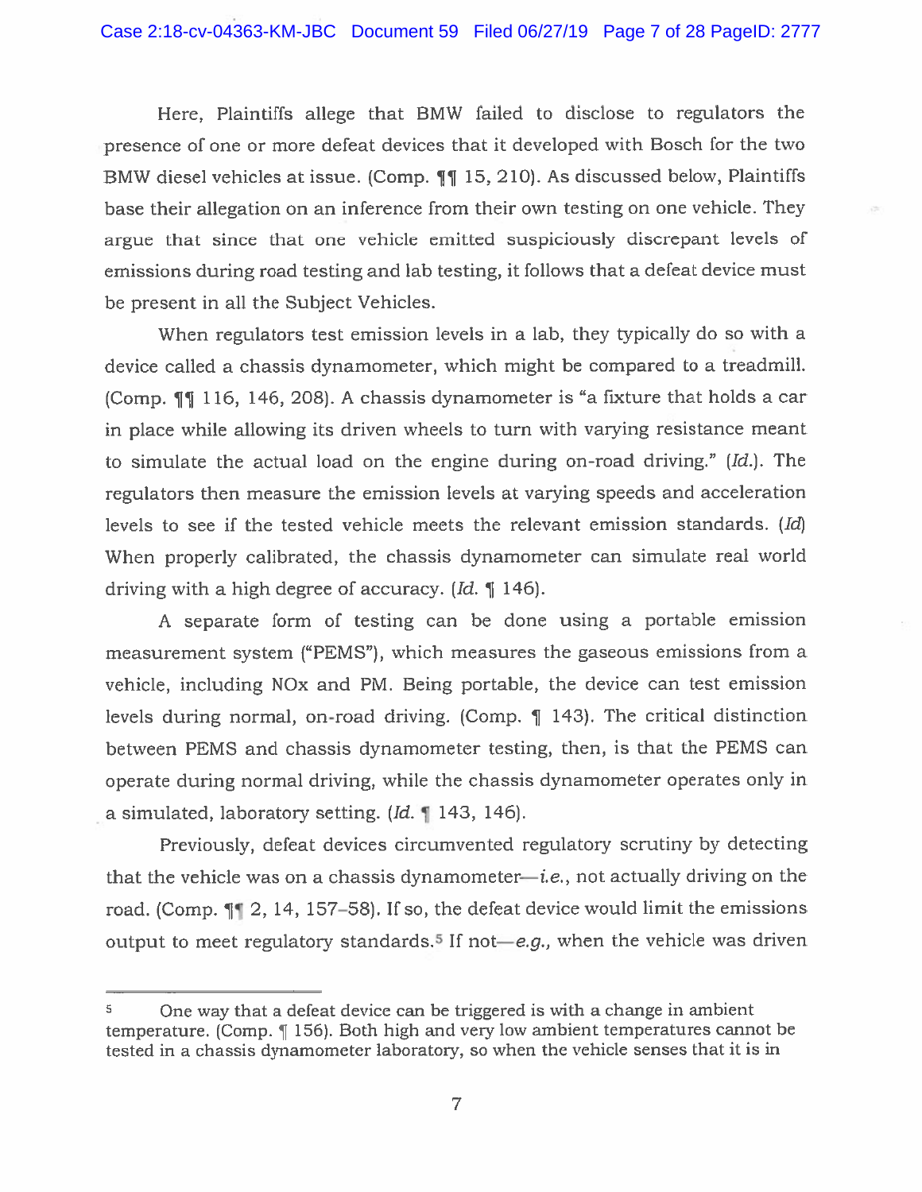Here, Plaintiffs allege that BMW failed to disclose to regulators the presence of one or more defeat devices that it developed with Bosch for the two BMW diesel vehicles at issue. (Comp. ¶¶ 15, 210). As discussed below, Plaintiffs base their allegation on an inference from their own testing on one vehicle. They argue that since that one vehicle emitted suspiciously discrepant levels of emissions during road testing and lab testing, it follows that a defeat device must be present in all the Subject Vehicles.

When regulators test emission levels in a lab, they typically do so with a device called a chassis dynamometer, which might be compared to a treadmill. (Comp. ¶¶ 116, 146, 208). A chassis dynamometer is "a fixture that holds a car in place while allowing its driven wheels to turn with varying resistance meant to simulate the actual load on the engine during on-road driving." (*Id.*). The regulators then measure the emission levels at varying speeds and acceleration levels to see if the tested vehicle meets the relevant emission standards. (*Id*) When properly calibrated, the chassis dynamometer can simulate real world driving with a high degree of accuracy. (*Id.* ¶ 146).

A separate form of testing can be done using a portable emission measurement system ("PEMS"), which measures the gaseous emissions from a vehicle, including NOx and PM. Being portable, the device can test emission levels during normal, on-road driving. (Comp. ¶ 143). The critical distinction between PEMS and chassis dynamometer testing, then, is that the PEMS can operate during normal driving, while the chassis dynamometer operates only in a simulated, laboratory setting. (*Id.* ¶ 143, 146).

Previously, defeat devices circumvented regulatory scrutiny by detecting that the vehicle was on a chassis dynamometer—*i.e.*, not actually driving on the road. (Comp. ¶¶ 2, 14, 157–58). If so, the defeat device would limit the emissions output to meet regulatory standards.[5] If not—*e.g.*, when the vehicle was driven

---

[5] One way that a defeat device can be triggered is with a change in ambient temperature. (Comp. ¶ 156). Both high and very low ambient temperatures cannot be tested in a chassis dynamometer laboratory, so when the vehicle senses that it is in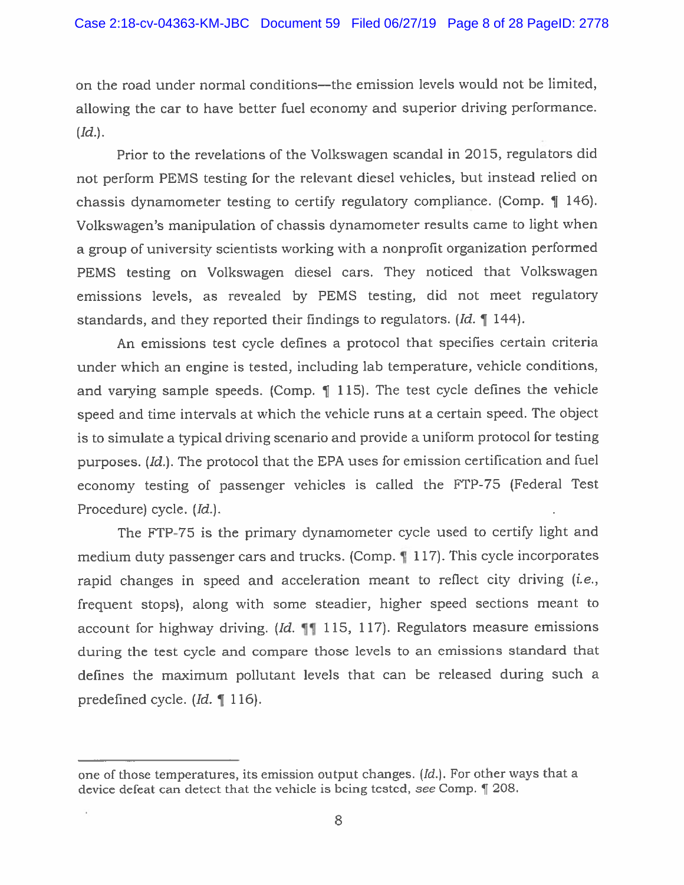on the road under normal conditions—the emission levels would not be limited, allowing the car to have better fuel economy and superior driving performance. (*Id.*).

Prior to the revelations of the Volkswagen scandal in 2015, regulators did not perform PEMS testing for the relevant diesel vehicles, but instead relied on chassis dynamometer testing to certify regulatory compliance. (Comp. ¶ 146). Volkswagen's manipulation of chassis dynamometer results came to light when a group of university scientists working with a nonprofit organization performed PEMS testing on Volkswagen diesel cars. They noticed that Volkswagen emissions levels, as revealed by PEMS testing, did not meet regulatory standards, and they reported their findings to regulators. (*Id.* ¶ 144).

An emissions test cycle defines a protocol that specifies certain criteria under which an engine is tested, including lab temperature, vehicle conditions, and varying sample speeds. (Comp. ¶ 115). The test cycle defines the vehicle speed and time intervals at which the vehicle runs at a certain speed. The object is to simulate a typical driving scenario and provide a uniform protocol for testing purposes. (*Id.*). The protocol that the EPA uses for emission certification and fuel economy testing of passenger vehicles is called the FTP-75 (Federal Test Procedure) cycle. (*Id.*).

The FTP-75 is the primary dynamometer cycle used to certify light and medium duty passenger cars and trucks. (Comp. ¶ 117). This cycle incorporates rapid changes in speed and acceleration meant to reflect city driving (*i.e.*, frequent stops), along with some steadier, higher speed sections meant to account for highway driving. (*Id.* ¶¶ 115, 117). Regulators measure emissions during the test cycle and compare those levels to an emissions standard that defines the maximum pollutant levels that can be released during such a predefined cycle. (*Id.* ¶ 116).

---

one of those temperatures, its emission output changes. (*Id.*). For other ways that a device defeat can detect that the vehicle is being tested, *see* Comp. ¶ 208.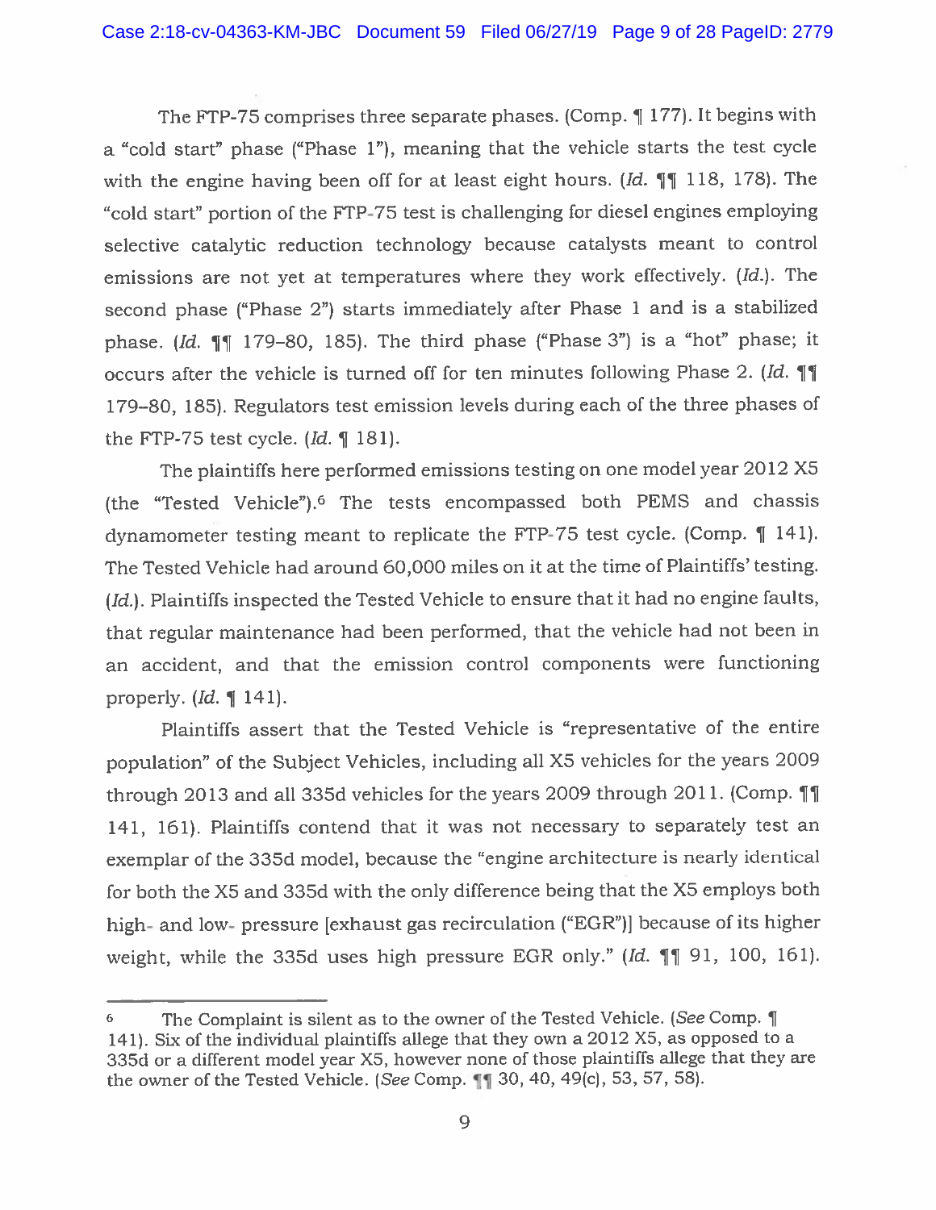The FTP-75 comprises three separate phases. (Comp. ¶ 177). It begins with a "cold start" phase ("Phase 1"), meaning that the vehicle starts the test cycle with the engine having been off for at least eight hours. (*Id.* ¶¶ 118, 178). The "cold start" portion of the FTP-75 test is challenging for diesel engines employing selective catalytic reduction technology because catalysts meant to control emissions are not yet at temperatures where they work effectively. (*Id.*). The second phase ("Phase 2") starts immediately after Phase 1 and is a stabilized phase. (*Id.* ¶¶ 179–80, 185). The third phase ("Phase 3") is a "hot" phase; it occurs after the vehicle is turned off for ten minutes following Phase 2. (*Id.* ¶¶ 179–80, 185). Regulators test emission levels during each of the three phases of the FTP-75 test cycle. (*Id.* ¶ 181).

The plaintiffs here performed emissions testing on one model year 2012 X5 (the "Tested Vehicle").[6] The tests encompassed both PEMS and chassis dynamometer testing meant to replicate the FTP-75 test cycle. (Comp. ¶ 141). The Tested Vehicle had around 60,000 miles on it at the time of Plaintiffs' testing. (*Id.*). Plaintiffs inspected the Tested Vehicle to ensure that it had no engine faults, that regular maintenance had been performed, that the vehicle had not been in an accident, and that the emission control components were functioning properly. (*Id.* ¶ 141).

Plaintiffs assert that the Tested Vehicle is "representative of the entire population" of the Subject Vehicles, including all X5 vehicles for the years 2009 through 2013 and all 335d vehicles for the years 2009 through 2011. (Comp. ¶¶ 141, 161). Plaintiffs contend that it was not necessary to separately test an exemplar of the 335d model, because the "engine architecture is nearly identical for both the X5 and 335d with the only difference being that the X5 employs both high- and low- pressure [exhaust gas recirculation ("EGR")] because of its higher weight, while the 335d uses high pressure EGR only." (*Id.* ¶¶ 91, 100, 161).

---

[6] The Complaint is silent as to the owner of the Tested Vehicle. (*See* Comp. ¶ 141). Six of the individual plaintiffs allege that they own a 2012 X5, as opposed to a 335d or a different model year X5, however none of those plaintiffs allege that they are the owner of the Tested Vehicle. (*See* Comp. ¶¶ 30, 40, 49(c), 53, 57, 58).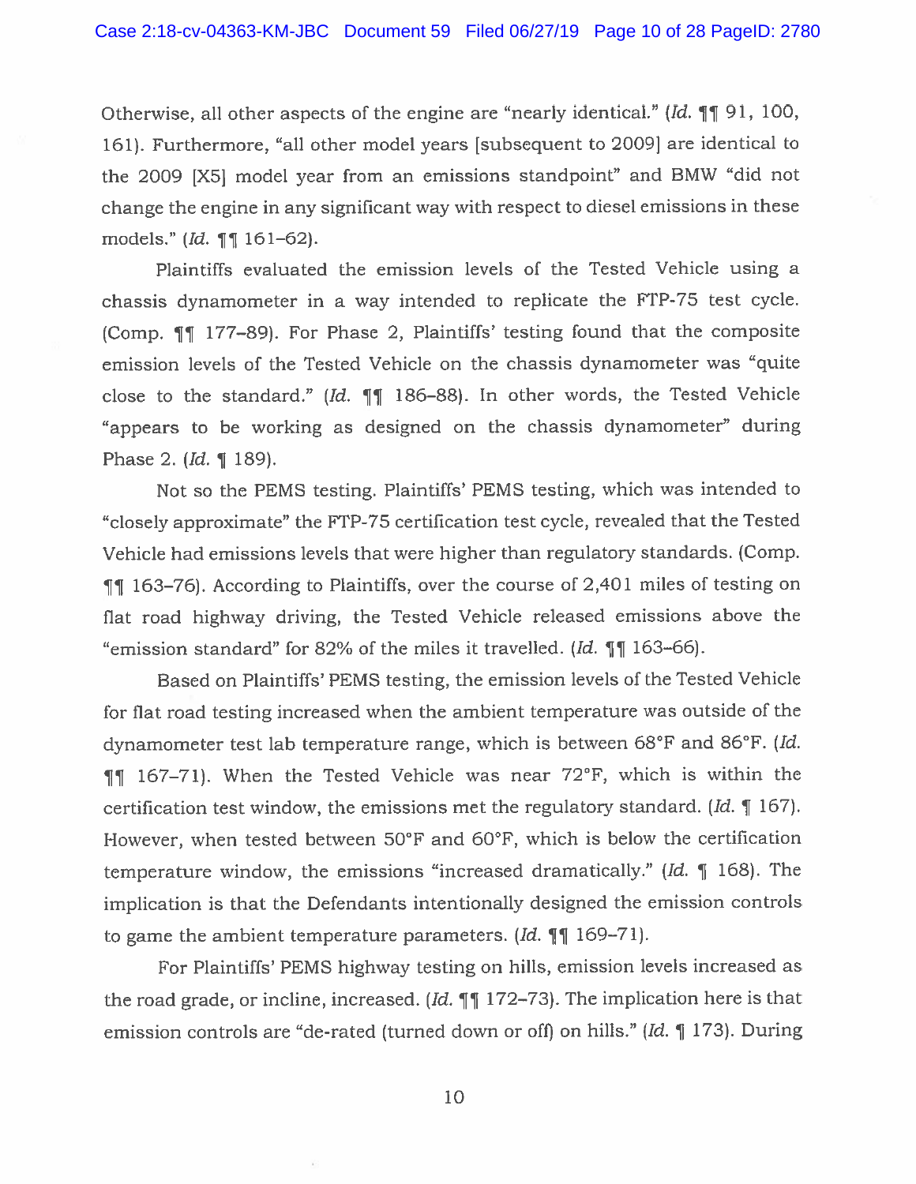Otherwise, all other aspects of the engine are "nearly identical." (*Id.* ¶¶ 91, 100, 161). Furthermore, "all other model years [subsequent to 2009] are identical to the 2009 [X5] model year from an emissions standpoint" and BMW "did not change the engine in any significant way with respect to diesel emissions in these models." (*Id.* ¶¶ 161–62).

Plaintiffs evaluated the emission levels of the Tested Vehicle using a chassis dynamometer in a way intended to replicate the FTP-75 test cycle. (Comp. ¶¶ 177–89). For Phase 2, Plaintiffs' testing found that the composite emission levels of the Tested Vehicle on the chassis dynamometer was "quite close to the standard." (*Id.* ¶¶ 186–88). In other words, the Tested Vehicle "appears to be working as designed on the chassis dynamometer" during Phase 2. (*Id.* ¶ 189).

Not so the PEMS testing. Plaintiffs' PEMS testing, which was intended to "closely approximate" the FTP-75 certification test cycle, revealed that the Tested Vehicle had emissions levels that were higher than regulatory standards. (Comp. ¶¶ 163–76). According to Plaintiffs, over the course of 2,401 miles of testing on flat road highway driving, the Tested Vehicle released emissions above the "emission standard" for 82% of the miles it travelled. (*Id.* ¶¶ 163–66).

Based on Plaintiffs' PEMS testing, the emission levels of the Tested Vehicle for flat road testing increased when the ambient temperature was outside of the dynamometer test lab temperature range, which is between 68°F and 86°F. (*Id.* ¶¶ 167–71). When the Tested Vehicle was near 72°F, which is within the certification test window, the emissions met the regulatory standard. (*Id.* ¶ 167). However, when tested between 50°F and 60°F, which is below the certification temperature window, the emissions "increased dramatically." (*Id.* ¶ 168). The implication is that the Defendants intentionally designed the emission controls to game the ambient temperature parameters. (*Id.* ¶¶ 169–71).

For Plaintiffs' PEMS highway testing on hills, emission levels increased as the road grade, or incline, increased. (*Id.* ¶¶ 172–73). The implication here is that emission controls are "de-rated (turned down or off) on hills." (*Id.* ¶ 173). During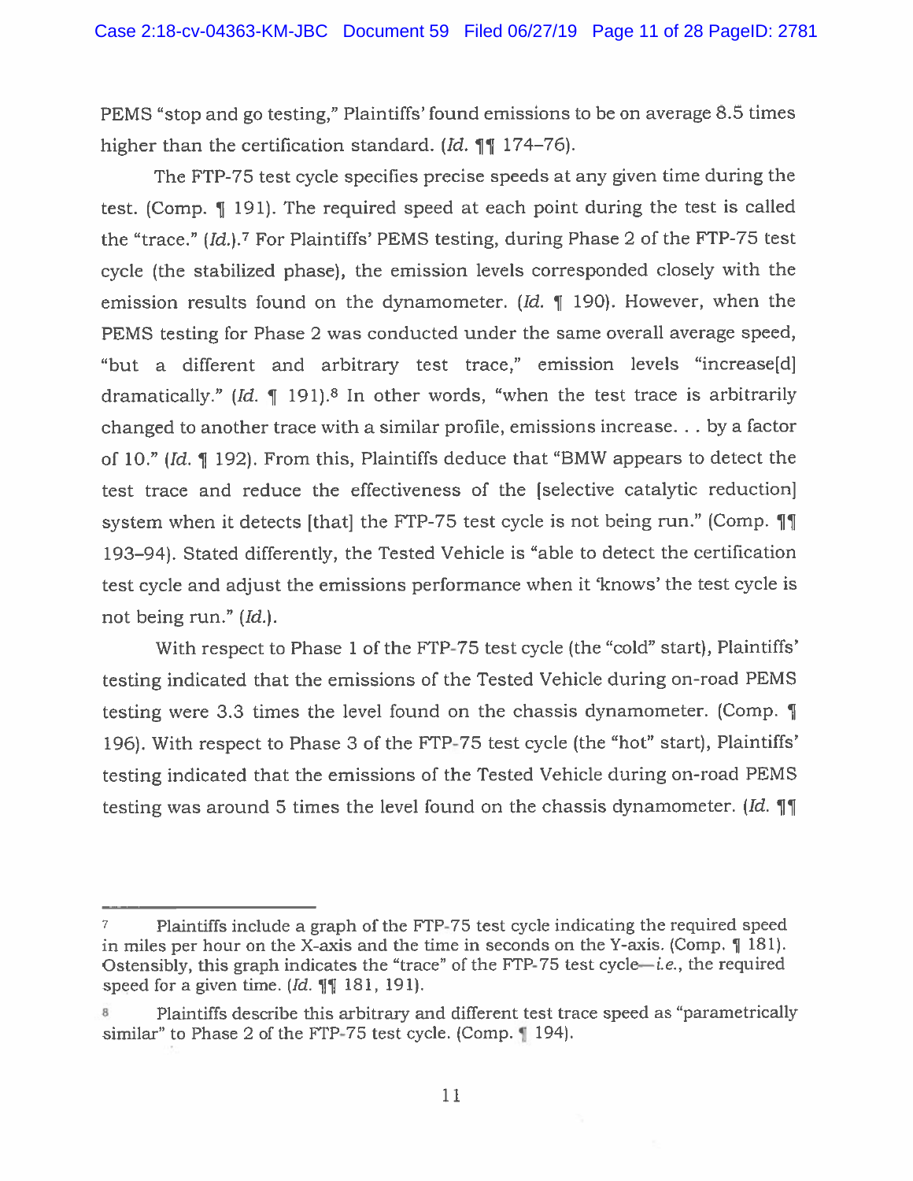PEMS "stop and go testing," Plaintiffs' found emissions to be on average 8.5 times higher than the certification standard. (*Id.* ¶¶ 174–76).

The FTP-75 test cycle specifies precise speeds at any given time during the test. (Comp. ¶ 191). The required speed at each point during the test is called the "trace." (*Id.*).[7] For Plaintiffs' PEMS testing, during Phase 2 of the FTP-75 test cycle (the stabilized phase), the emission levels corresponded closely with the emission results found on the dynamometer. (*Id.* ¶ 190). However, when the PEMS testing for Phase 2 was conducted under the same overall average speed, "but a different and arbitrary test trace," emission levels "increase[d] dramatically." (*Id.* ¶ 191).[8] In other words, "when the test trace is arbitrarily changed to another trace with a similar profile, emissions increase. . . by a factor of 10." (*Id.* ¶ 192). From this, Plaintiffs deduce that "BMW appears to detect the test trace and reduce the effectiveness of the [selective catalytic reduction] system when it detects [that] the FTP-75 test cycle is not being run." (Comp. ¶¶ 193–94). Stated differently, the Tested Vehicle is "able to detect the certification test cycle and adjust the emissions performance when it 'knows' the test cycle is not being run." (*Id.*).

With respect to Phase 1 of the FTP-75 test cycle (the "cold" start), Plaintiffs' testing indicated that the emissions of the Tested Vehicle during on-road PEMS testing were 3.3 times the level found on the chassis dynamometer. (Comp. ¶ 196). With respect to Phase 3 of the FTP-75 test cycle (the "hot" start), Plaintiffs' testing indicated that the emissions of the Tested Vehicle during on-road PEMS testing was around 5 times the level found on the chassis dynamometer. (*Id.* ¶¶

---

[7] Plaintiffs include a graph of the FTP-75 test cycle indicating the required speed in miles per hour on the X-axis and the time in seconds on the Y-axis. (Comp. ¶ 181). Ostensibly, this graph indicates the "trace" of the FTP-75 test cycle—*i.e.*, the required speed for a given time. (*Id.* ¶¶ 181, 191).

[8] Plaintiffs describe this arbitrary and different test trace speed as "parametrically similar" to Phase 2 of the FTP-75 test cycle. (Comp. ¶ 194).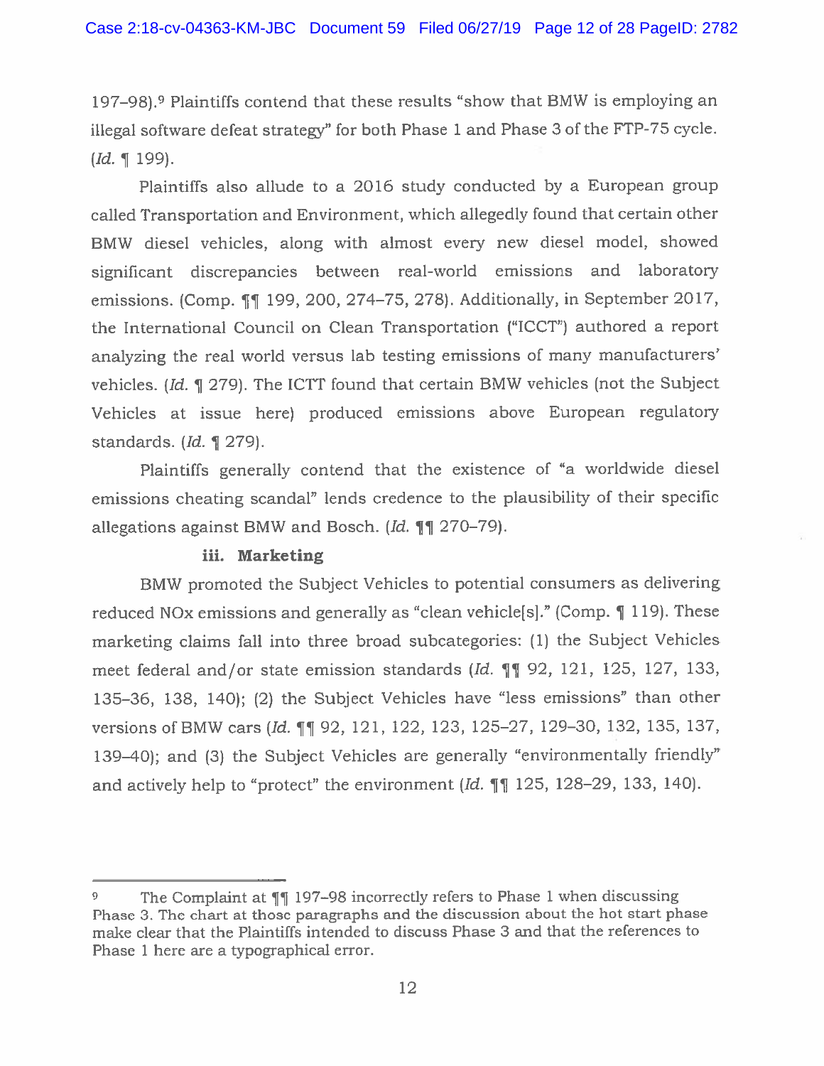197–98).[9] Plaintiffs contend that these results "show that BMW is employing an illegal software defeat strategy" for both Phase 1 and Phase 3 of the FTP-75 cycle. (*Id.* ¶ 199).

Plaintiffs also allude to a 2016 study conducted by a European group called Transportation and Environment, which allegedly found that certain other BMW diesel vehicles, along with almost every new diesel model, showed significant discrepancies between real-world emissions and laboratory emissions. (Comp. ¶¶ 199, 200, 274–75, 278). Additionally, in September 2017, the International Council on Clean Transportation ("ICCT") authored a report analyzing the real world versus lab testing emissions of many manufacturers' vehicles. (*Id.* ¶ 279). The ICTT found that certain BMW vehicles (not the Subject Vehicles at issue here) produced emissions above European regulatory standards. (*Id.* ¶ 279).

Plaintiffs generally contend that the existence of "a worldwide diesel emissions cheating scandal" lends credence to the plausibility of their specific allegations against BMW and Bosch. (*Id.* ¶¶ 270–79).

**iii. Marketing**

BMW promoted the Subject Vehicles to potential consumers as delivering reduced NOx emissions and generally as "clean vehicle[s]." (Comp. ¶ 119). These marketing claims fall into three broad subcategories: (1) the Subject Vehicles meet federal and/or state emission standards (*Id.* ¶¶ 92, 121, 125, 127, 133, 135–36, 138, 140); (2) the Subject Vehicles have "less emissions" than other versions of BMW cars (*Id.* ¶¶ 92, 121, 122, 123, 125–27, 129–30, 132, 135, 137, 139–40); and (3) the Subject Vehicles are generally "environmentally friendly" and actively help to "protect" the environment (*Id.* ¶¶ 125, 128–29, 133, 140).

---

[9] The Complaint at ¶¶ 197–98 incorrectly refers to Phase 1 when discussing Phase 3. The chart at those paragraphs and the discussion about the hot start phase make clear that the Plaintiffs intended to discuss Phase 3 and that the references to Phase 1 here are a typographical error.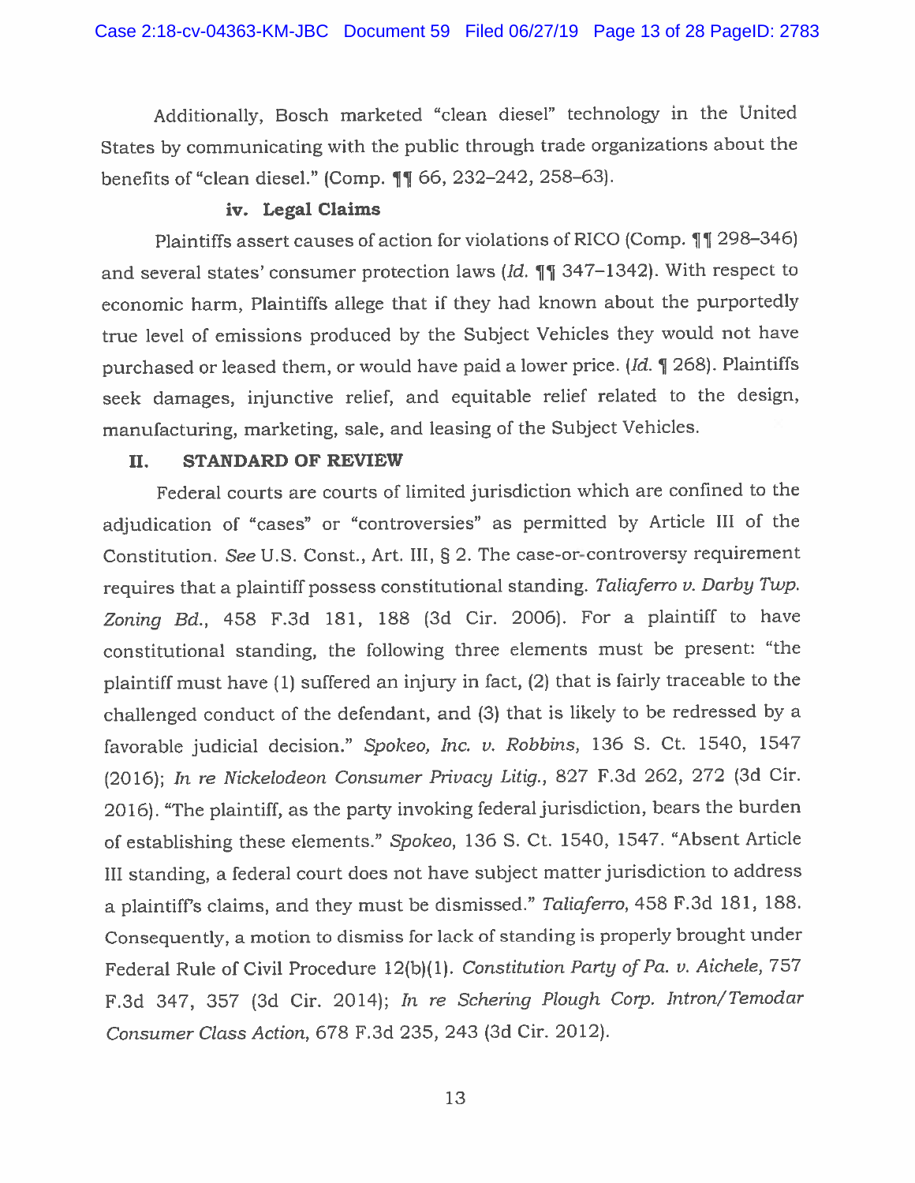Additionally, Bosch marketed "clean diesel" technology in the United States by communicating with the public through trade organizations about the benefits of "clean diesel." (Comp. ¶¶ 66, 232–242, 258–63).

#### iv. Legal Claims

Plaintiffs assert causes of action for violations of RICO (Comp. ¶¶ 298–346) and several states' consumer protection laws (*Id.* ¶¶ 347–1342). With respect to economic harm, Plaintiffs allege that if they had known about the purportedly true level of emissions produced by the Subject Vehicles they would not have purchased or leased them, or would have paid a lower price. (*Id.* ¶ 268). Plaintiffs seek damages, injunctive relief, and equitable relief related to the design, manufacturing, marketing, sale, and leasing of the Subject Vehicles.

## II. STANDARD OF REVIEW

Federal courts are courts of limited jurisdiction which are confined to the adjudication of "cases" or "controversies" as permitted by Article III of the Constitution. *See* U.S. Const., Art. III, § 2. The case-or-controversy requirement requires that a plaintiff possess constitutional standing. *Taliaferro v. Darby Twp. Zoning Bd.*, 458 F.3d 181, 188 (3d Cir. 2006). For a plaintiff to have constitutional standing, the following three elements must be present: "the plaintiff must have (1) suffered an injury in fact, (2) that is fairly traceable to the challenged conduct of the defendant, and (3) that is likely to be redressed by a favorable judicial decision." *Spokeo, Inc. v. Robbins*, 136 S. Ct. 1540, 1547 (2016); *In re Nickelodeon Consumer Privacy Litig.*, 827 F.3d 262, 272 (3d Cir. 2016). "The plaintiff, as the party invoking federal jurisdiction, bears the burden of establishing these elements." *Spokeo*, 136 S. Ct. 1540, 1547. "Absent Article III standing, a federal court does not have subject matter jurisdiction to address a plaintiff's claims, and they must be dismissed." *Taliaferro*, 458 F.3d 181, 188. Consequently, a motion to dismiss for lack of standing is properly brought under Federal Rule of Civil Procedure 12(b)(1). *Constitution Party of Pa. v. Aichele*, 757 F.3d 347, 357 (3d Cir. 2014); *In re Schering Plough Corp. Intron/Temodar Consumer Class Action*, 678 F.3d 235, 243 (3d Cir. 2012).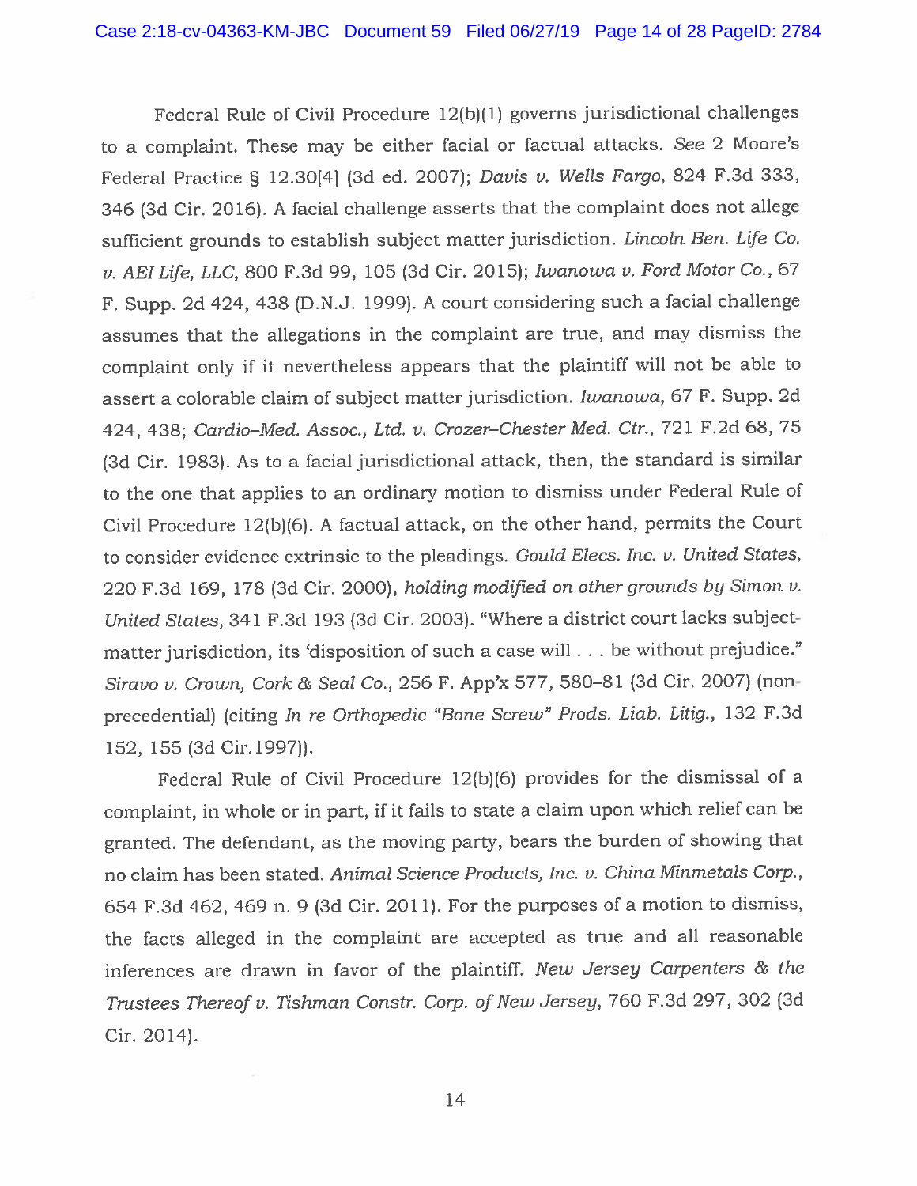Federal Rule of Civil Procedure 12(b)(1) governs jurisdictional challenges to a complaint. These may be either facial or factual attacks. *See* 2 Moore's Federal Practice § 12.30[4] (3d ed. 2007); *Davis v. Wells Fargo*, 824 F.3d 333, 346 (3d Cir. 2016). A facial challenge asserts that the complaint does not allege sufficient grounds to establish subject matter jurisdiction. *Lincoln Ben. Life Co. v. AEI Life, LLC*, 800 F.3d 99, 105 (3d Cir. 2015); *Iwanowa v. Ford Motor Co.*, 67 F. Supp. 2d 424, 438 (D.N.J. 1999). A court considering such a facial challenge assumes that the allegations in the complaint are true, and may dismiss the complaint only if it nevertheless appears that the plaintiff will not be able to assert a colorable claim of subject matter jurisdiction. *Iwanowa*, 67 F. Supp. 2d 424, 438; *Cardio–Med. Assoc., Ltd. v. Crozer–Chester Med. Ctr.*, 721 F.2d 68, 75 (3d Cir. 1983). As to a facial jurisdictional attack, then, the standard is similar to the one that applies to an ordinary motion to dismiss under Federal Rule of Civil Procedure 12(b)(6). A factual attack, on the other hand, permits the Court to consider evidence extrinsic to the pleadings. *Gould Elecs. Inc. v. United States*, 220 F.3d 169, 178 (3d Cir. 2000), *holding modified on other grounds by Simon v. United States*, 341 F.3d 193 (3d Cir. 2003). "Where a district court lacks subject-matter jurisdiction, its 'disposition of such a case will . . . be without prejudice." *Siravo v. Crown, Cork & Seal Co.*, 256 F. App'x 577, 580–81 (3d Cir. 2007) (non-precedential) (citing *In re Orthopedic "Bone Screw" Prods. Liab. Litig.*, 132 F.3d 152, 155 (3d Cir.1997)).

Federal Rule of Civil Procedure 12(b)(6) provides for the dismissal of a complaint, in whole or in part, if it fails to state a claim upon which relief can be granted. The defendant, as the moving party, bears the burden of showing that no claim has been stated. *Animal Science Products, Inc. v. China Minmetals Corp.*, 654 F.3d 462, 469 n. 9 (3d Cir. 2011). For the purposes of a motion to dismiss, the facts alleged in the complaint are accepted as true and all reasonable inferences are drawn in favor of the plaintiff. *New Jersey Carpenters & the Trustees Thereof v. Tishman Constr. Corp. of New Jersey*, 760 F.3d 297, 302 (3d Cir. 2014).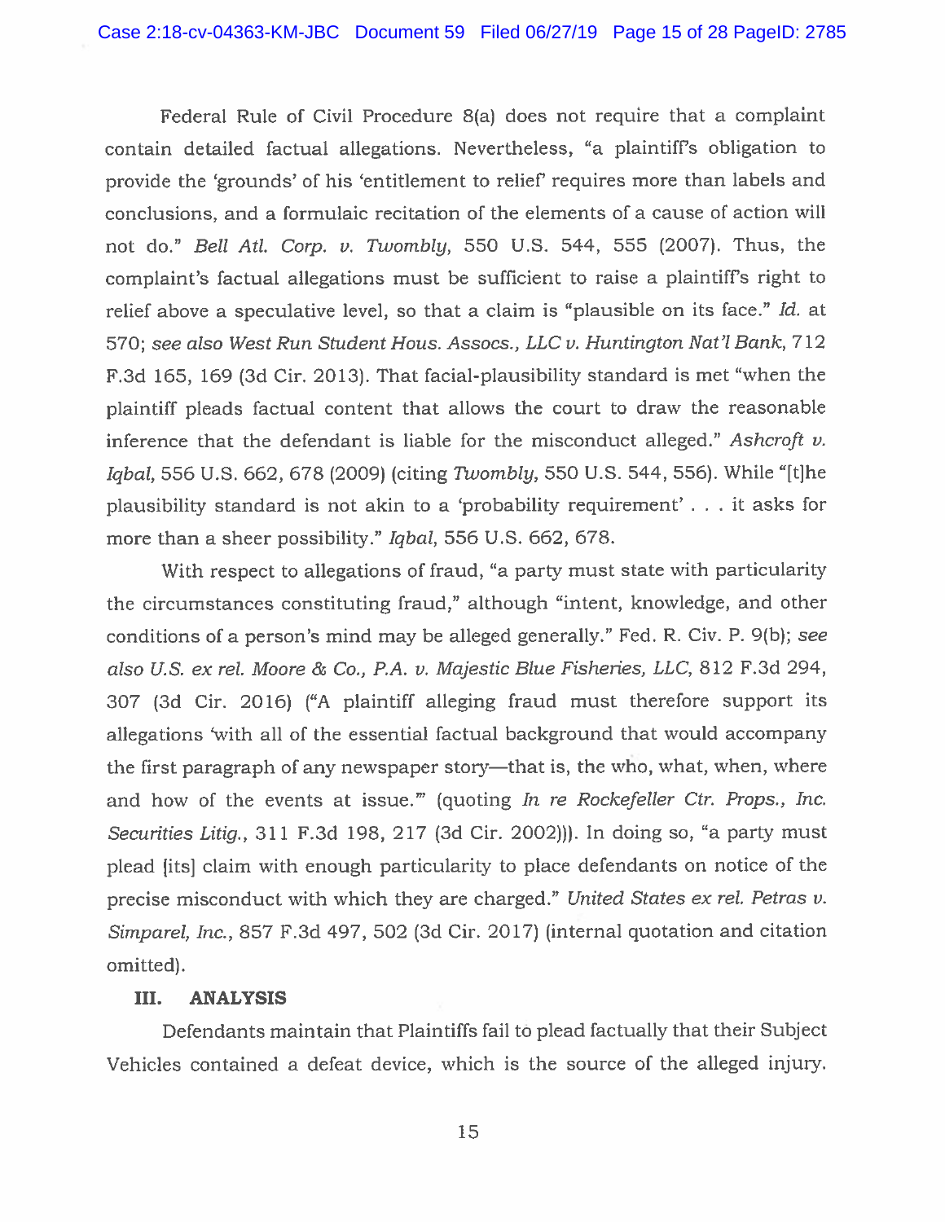Federal Rule of Civil Procedure 8(a) does not require that a complaint contain detailed factual allegations. Nevertheless, "a plaintiff's obligation to provide the 'grounds' of his 'entitlement to relief' requires more than labels and conclusions, and a formulaic recitation of the elements of a cause of action will not do." *Bell Atl. Corp. v. Twombly*, 550 U.S. 544, 555 (2007). Thus, the complaint's factual allegations must be sufficient to raise a plaintiff's right to relief above a speculative level, so that a claim is "plausible on its face." *Id.* at 570; *see also West Run Student Hous. Assocs., LLC v. Huntington Nat'l Bank*, 712 F.3d 165, 169 (3d Cir. 2013). That facial-plausibility standard is met "when the plaintiff pleads factual content that allows the court to draw the reasonable inference that the defendant is liable for the misconduct alleged." *Ashcroft v. Iqbal*, 556 U.S. 662, 678 (2009) (citing *Twombly*, 550 U.S. 544, 556). While "[t]he plausibility standard is not akin to a 'probability requirement' . . . it asks for more than a sheer possibility." *Iqbal*, 556 U.S. 662, 678.

With respect to allegations of fraud, "a party must state with particularity the circumstances constituting fraud," although "intent, knowledge, and other conditions of a person's mind may be alleged generally." Fed. R. Civ. P. 9(b); *see also U.S. ex rel. Moore & Co., P.A. v. Majestic Blue Fisheries, LLC*, 812 F.3d 294, 307 (3d Cir. 2016) ("A plaintiff alleging fraud must therefore support its allegations 'with all of the essential factual background that would accompany the first paragraph of any newspaper story—that is, the who, what, when, where and how of the events at issue.'" (quoting *In re Rockefeller Ctr. Props., Inc. Securities Litig.*, 311 F.3d 198, 217 (3d Cir. 2002))). In doing so, "a party must plead [its] claim with enough particularity to place defendants on notice of the precise misconduct with which they are charged." *United States ex rel. Petras v. Simparel, Inc.*, 857 F.3d 497, 502 (3d Cir. 2017) (internal quotation and citation omitted).

## III. ANALYSIS

Defendants maintain that Plaintiffs fail to plead factually that their Subject Vehicles contained a defeat device, which is the source of the alleged injury.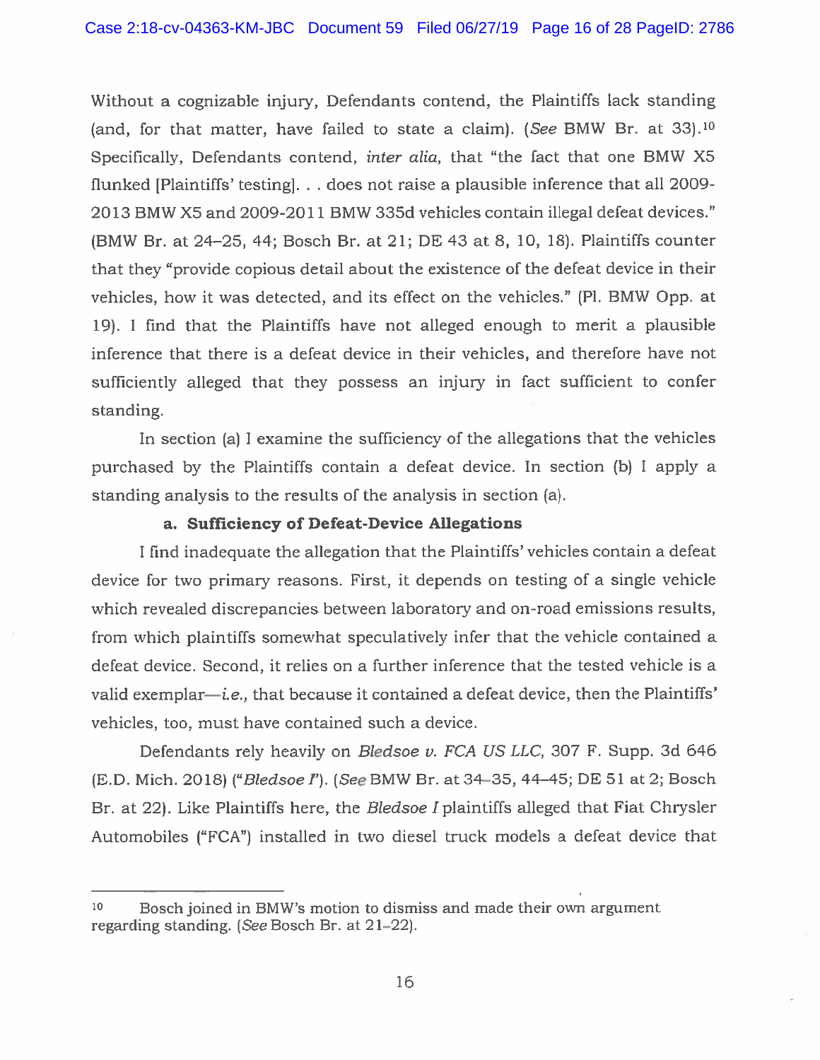Without a cognizable injury, Defendants contend, the Plaintiffs lack standing (and, for that matter, have failed to state a claim). (*See* BMW Br. at 33).[10] Specifically, Defendants contend, *inter alia*, that "the fact that one BMW X5 flunked [Plaintiffs' testing]. . . does not raise a plausible inference that all 2009-2013 BMW X5 and 2009-2011 BMW 335d vehicles contain illegal defeat devices." (BMW Br. at 24–25, 44; Bosch Br. at 21; DE 43 at 8, 10, 18). Plaintiffs counter that they "provide copious detail about the existence of the defeat device in their vehicles, how it was detected, and its effect on the vehicles." (Pl. BMW Opp. at 19). I find that the Plaintiffs have not alleged enough to merit a plausible inference that there is a defeat device in their vehicles, and therefore have not sufficiently alleged that they possess an injury in fact sufficient to confer standing.

In section (a) I examine the sufficiency of the allegations that the vehicles purchased by the Plaintiffs contain a defeat device. In section (b) I apply a standing analysis to the results of the analysis in section (a).

**a. Sufficiency of Defeat-Device Allegations**

I find inadequate the allegation that the Plaintiffs' vehicles contain a defeat device for two primary reasons. First, it depends on testing of a single vehicle which revealed discrepancies between laboratory and on-road emissions results, from which plaintiffs somewhat speculatively infer that the vehicle contained a defeat device. Second, it relies on a further inference that the tested vehicle is a valid exemplar—*i.e.*, that because it contained a defeat device, then the Plaintiffs' vehicles, too, must have contained such a device.

Defendants rely heavily on *Bledsoe v. FCA US LLC*, 307 F. Supp. 3d 646 (E.D. Mich. 2018) ("*Bledsoe I*"). (*See* BMW Br. at 34–35, 44–45; DE 51 at 2; Bosch Br. at 22). Like Plaintiffs here, the *Bledsoe I* plaintiffs alleged that Fiat Chrysler Automobiles ("FCA") installed in two diesel truck models a defeat device that

---

[10] Bosch joined in BMW's motion to dismiss and made their own argument regarding standing. (*See* Bosch Br. at 21–22).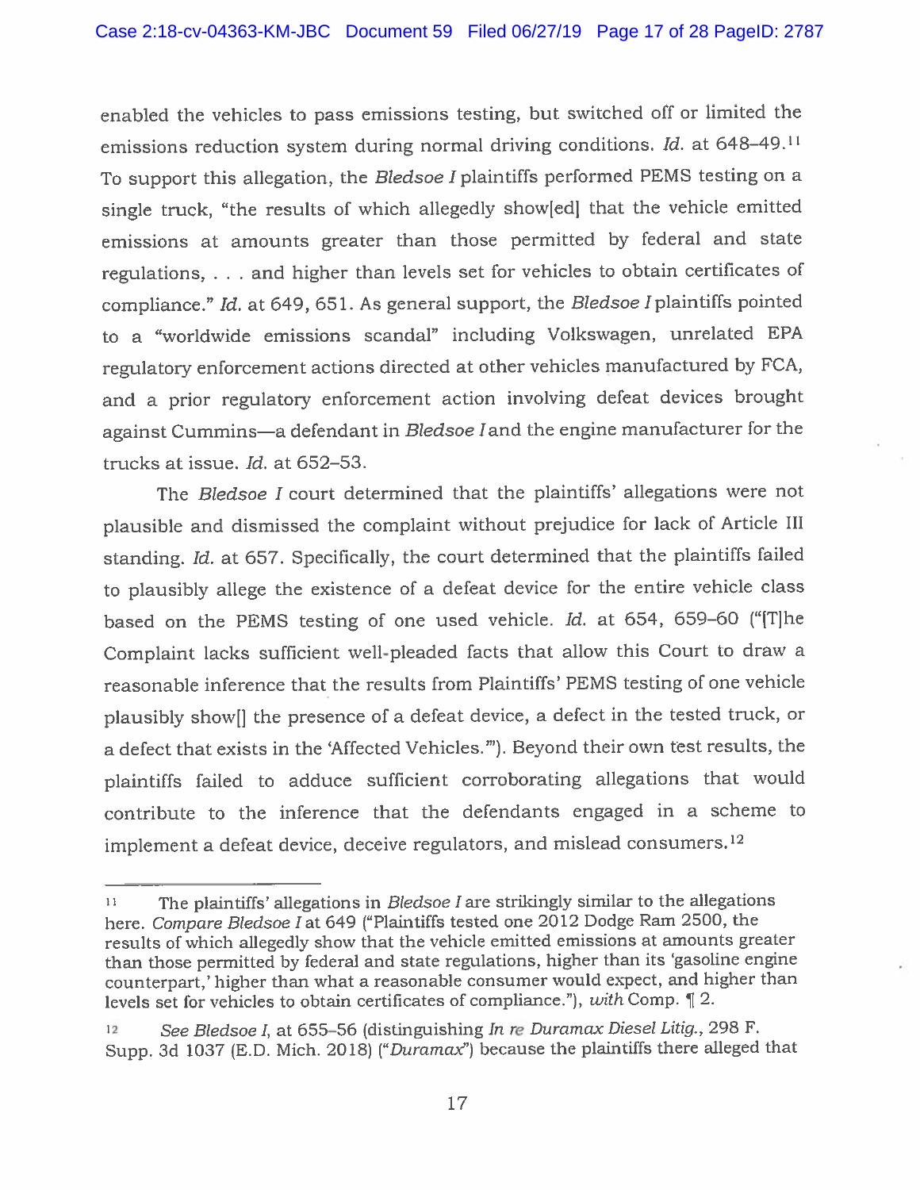enabled the vehicles to pass emissions testing, but switched off or limited the emissions reduction system during normal driving conditions. *Id.* at 648–49.[11] To support this allegation, the *Bledsoe I* plaintiffs performed PEMS testing on a single truck, "the results of which allegedly show[ed] that the vehicle emitted emissions at amounts greater than those permitted by federal and state regulations, . . . and higher than levels set for vehicles to obtain certificates of compliance." *Id.* at 649, 651. As general support, the *Bledsoe I* plaintiffs pointed to a "worldwide emissions scandal" including Volkswagen, unrelated EPA regulatory enforcement actions directed at other vehicles manufactured by FCA, and a prior regulatory enforcement action involving defeat devices brought against Cummins—a defendant in *Bledsoe I* and the engine manufacturer for the trucks at issue. *Id.* at 652–53.

The *Bledsoe I* court determined that the plaintiffs' allegations were not plausible and dismissed the complaint without prejudice for lack of Article III standing. *Id.* at 657. Specifically, the court determined that the plaintiffs failed to plausibly allege the existence of a defeat device for the entire vehicle class based on the PEMS testing of one used vehicle. *Id.* at 654, 659–60 ("[T]he Complaint lacks sufficient well-pleaded facts that allow this Court to draw a reasonable inference that the results from Plaintiffs' PEMS testing of one vehicle plausibly show[] the presence of a defeat device, a defect in the tested truck, or a defect that exists in the 'Affected Vehicles.'"). Beyond their own test results, the plaintiffs failed to adduce sufficient corroborating allegations that would contribute to the inference that the defendants engaged in a scheme to implement a defeat device, deceive regulators, and mislead consumers.[12]

---

[11] The plaintiffs' allegations in *Bledsoe I* are strikingly similar to the allegations here. *Compare Bledsoe I* at 649 ("Plaintiffs tested one 2012 Dodge Ram 2500, the results of which allegedly show that the vehicle emitted emissions at amounts greater than those permitted by federal and state regulations, higher than its 'gasoline engine counterpart,' higher than what a reasonable consumer would expect, and higher than levels set for vehicles to obtain certificates of compliance."), *with* Comp. ¶ 2.

[12] *See Bledsoe I*, at 655–56 (distinguishing *In re Duramax Diesel Litig.*, 298 F. Supp. 3d 1037 (E.D. Mich. 2018) ("*Duramax*") because the plaintiffs there alleged that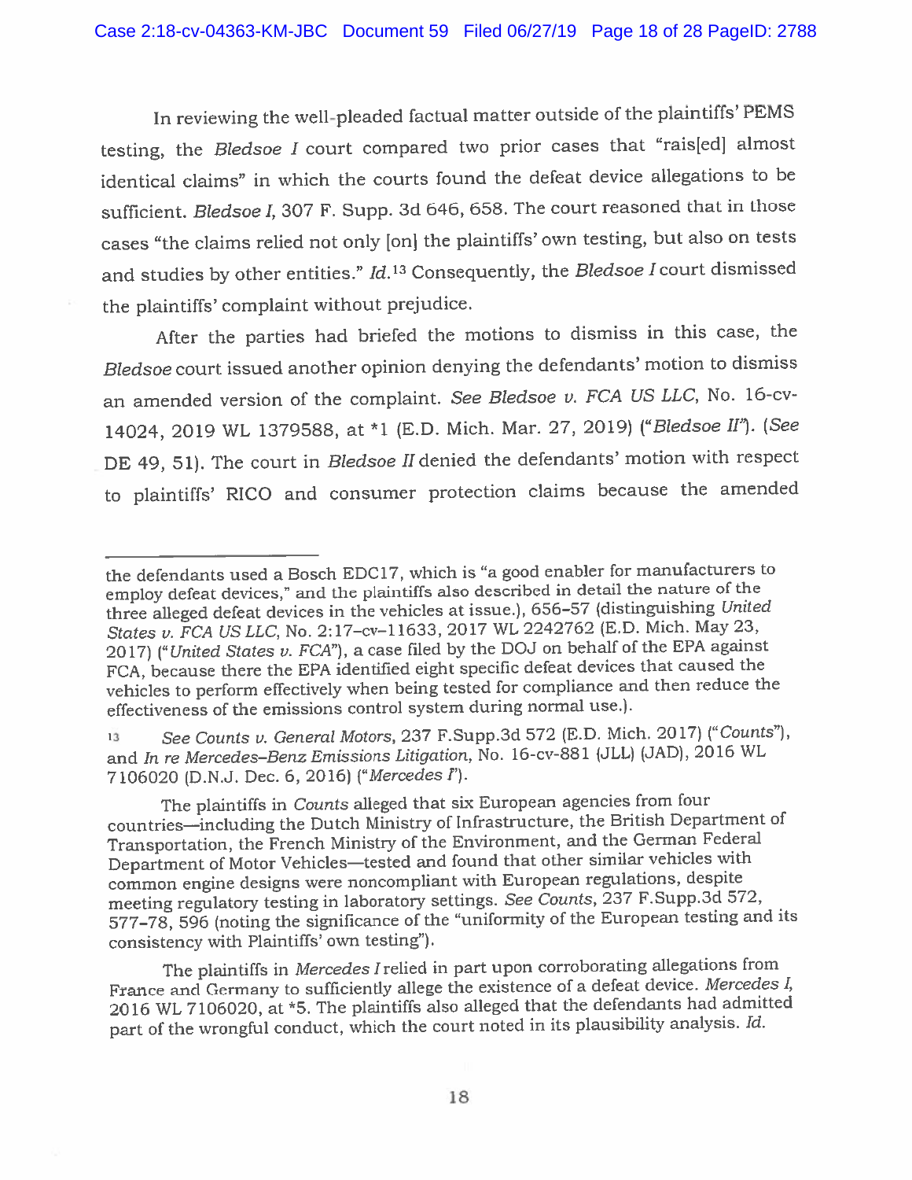In reviewing the well-pleaded factual matter outside of the plaintiffs' PEMS testing, the *Bledsoe I* court compared two prior cases that "rais[ed] almost identical claims" in which the courts found the defeat device allegations to be sufficient. *Bledsoe I*, 307 F. Supp. 3d 646, 658. The court reasoned that in those cases "the claims relied not only [on] the plaintiffs' own testing, but also on tests and studies by other entities." *Id.*[13] Consequently, the *Bledsoe I* court dismissed the plaintiffs' complaint without prejudice.

After the parties had briefed the motions to dismiss in this case, the *Bledsoe* court issued another opinion denying the defendants' motion to dismiss an amended version of the complaint. *See Bledsoe v. FCA US LLC*, No. 16-cv-14024, 2019 WL 1379588, at *1 (E.D. Mich. Mar. 27, 2019) ("*Bledsoe II*"). (*See* DE 49, 51). The court in *Bledsoe II* denied the defendants' motion with respect to plaintiffs' RICO and consumer protection claims because the amended

---

the defendants used a Bosch EDC17, which is "a good enabler for manufacturers to employ defeat devices," and the plaintiffs also described in detail the nature of the three alleged defeat devices in the vehicles at issue.), 656–57 (distinguishing *United States v. FCA US LLC*, No. 2:17–cv–11633, 2017 WL 2242762 (E.D. Mich. May 23, 2017) ("*United States v. FCA*"), a case filed by the DOJ on behalf of the EPA against FCA, because there the EPA identified eight specific defeat devices that caused the vehicles to perform effectively when being tested for compliance and then reduce the effectiveness of the emissions control system during normal use.).

[13] *See Counts v. General Motors*, 237 F.Supp.3d 572 (E.D. Mich. 2017) ("*Counts*"), and *In re Mercedes-Benz Emissions Litigation*, No. 16-cv-881 (JLL) (JAD), 2016 WL 7106020 (D.N.J. Dec. 6, 2016) ("*Mercedes I*").

The plaintiffs in *Counts* alleged that six European agencies from four countries—including the Dutch Ministry of Infrastructure, the British Department of Transportation, the French Ministry of the Environment, and the German Federal Department of Motor Vehicles—tested and found that other similar vehicles with common engine designs were noncompliant with European regulations, despite meeting regulatory testing in laboratory settings. *See Counts*, 237 F.Supp.3d 572, 577–78, 596 (noting the significance of the "uniformity of the European testing and its consistency with Plaintiffs' own testing").

The plaintiffs in *Mercedes I* relied in part upon corroborating allegations from France and Germany to sufficiently allege the existence of a defeat device. *Mercedes I*, 2016 WL 7106020, at *5. The plaintiffs also alleged that the defendants had admitted part of the wrongful conduct, which the court noted in its plausibility analysis. *Id.*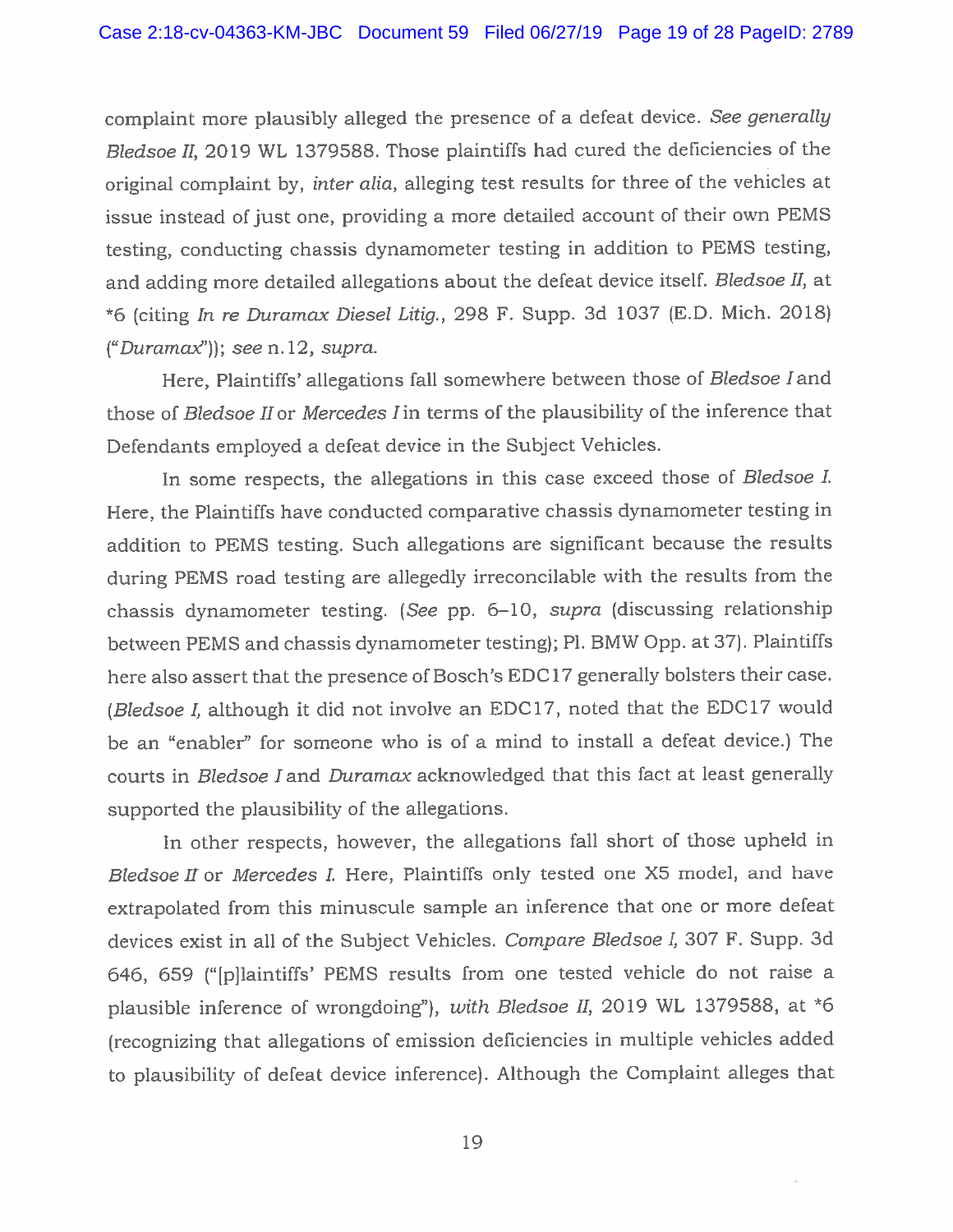complaint more plausibly alleged the presence of a defeat device. *See generally Bledsoe II*, 2019 WL 1379588. Those plaintiffs had cured the deficiencies of the original complaint by, *inter alia*, alleging test results for three of the vehicles at issue instead of just one, providing a more detailed account of their own PEMS testing, conducting chassis dynamometer testing in addition to PEMS testing, and adding more detailed allegations about the defeat device itself. *Bledsoe II*, at *6 (citing *In re Duramax Diesel Litig.*, 298 F. Supp. 3d 1037 (E.D. Mich. 2018) ("*Duramax*")); *see* n.12, *supra*.

Here, Plaintiffs' allegations fall somewhere between those of *Bledsoe I* and those of *Bledsoe II* or *Mercedes I* in terms of the plausibility of the inference that Defendants employed a defeat device in the Subject Vehicles.

In some respects, the allegations in this case exceed those of *Bledsoe I*. Here, the Plaintiffs have conducted comparative chassis dynamometer testing in addition to PEMS testing. Such allegations are significant because the results during PEMS road testing are allegedly irreconcilable with the results from the chassis dynamometer testing. (*See* pp. 6–10, *supra* (discussing relationship between PEMS and chassis dynamometer testing); Pl. BMW Opp. at 37). Plaintiffs here also assert that the presence of Bosch's EDC17 generally bolsters their case. (*Bledsoe I*, although it did not involve an EDC17, noted that the EDC17 would be an "enabler" for someone who is of a mind to install a defeat device.) The courts in *Bledsoe I* and *Duramax* acknowledged that this fact at least generally supported the plausibility of the allegations.

In other respects, however, the allegations fall short of those upheld in *Bledsoe II* or *Mercedes I*. Here, Plaintiffs only tested one X5 model, and have extrapolated from this minuscule sample an inference that one or more defeat devices exist in all of the Subject Vehicles. *Compare Bledsoe I*, 307 F. Supp. 3d 646, 659 ("[p]laintiffs' PEMS results from one tested vehicle do not raise a plausible inference of wrongdoing"), *with Bledsoe II*, 2019 WL 1379588, at *6 (recognizing that allegations of emission deficiencies in multiple vehicles added to plausibility of defeat device inference). Although the Complaint alleges that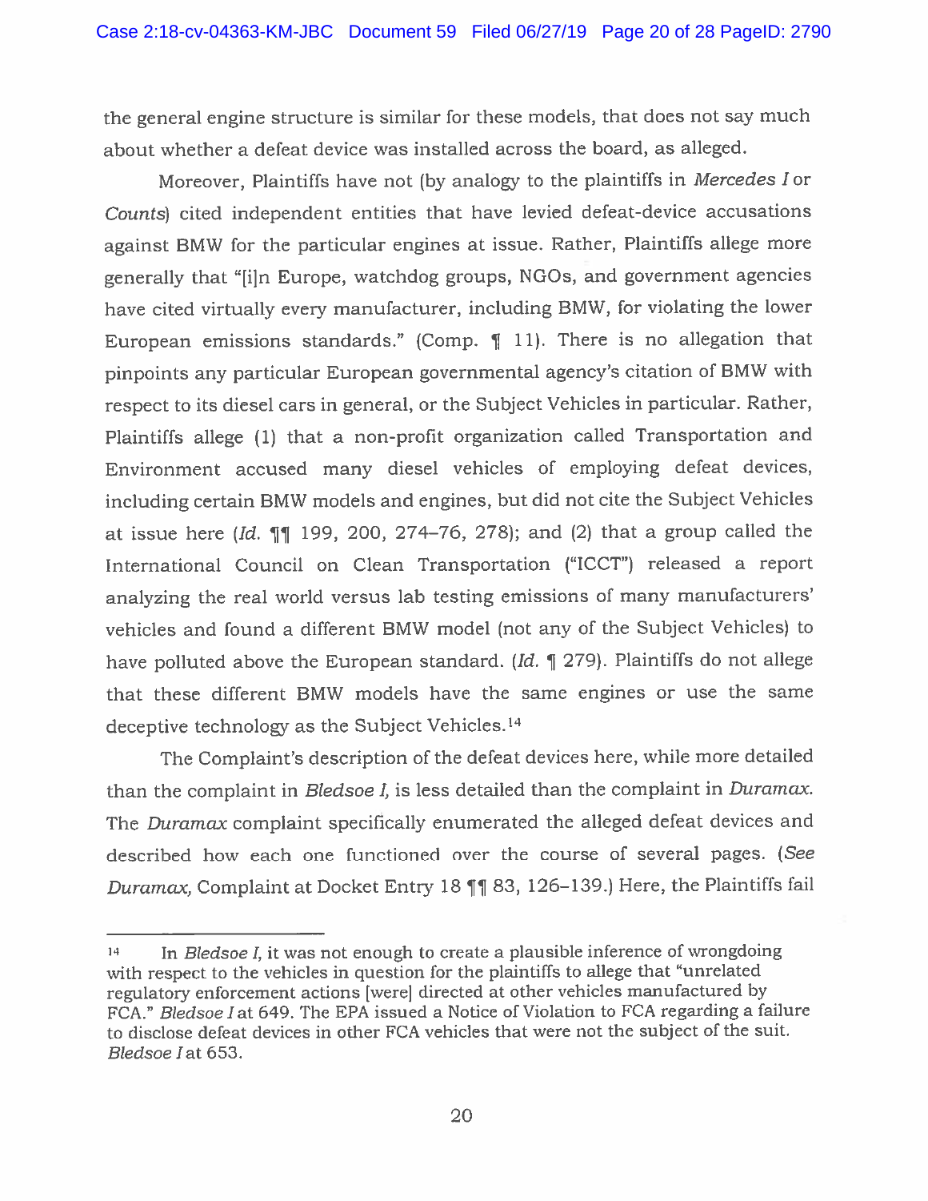the general engine structure is similar for these models, that does not say much about whether a defeat device was installed across the board, as alleged.

Moreover, Plaintiffs have not (by analogy to the plaintiffs in *Mercedes I* or *Counts*) cited independent entities that have levied defeat-device accusations against BMW for the particular engines at issue. Rather, Plaintiffs allege more generally that "[i]n Europe, watchdog groups, NGOs, and government agencies have cited virtually every manufacturer, including BMW, for violating the lower European emissions standards." (Comp. ¶ 11). There is no allegation that pinpoints any particular European governmental agency's citation of BMW with respect to its diesel cars in general, or the Subject Vehicles in particular. Rather, Plaintiffs allege (1) that a non-profit organization called Transportation and Environment accused many diesel vehicles of employing defeat devices, including certain BMW models and engines, but did not cite the Subject Vehicles at issue here (*Id.* ¶¶ 199, 200, 274–76, 278); and (2) that a group called the International Council on Clean Transportation ("ICCT") released a report analyzing the real world versus lab testing emissions of many manufacturers' vehicles and found a different BMW model (not any of the Subject Vehicles) to have polluted above the European standard. (*Id.* ¶ 279). Plaintiffs do not allege that these different BMW models have the same engines or use the same deceptive technology as the Subject Vehicles.[14]

The Complaint's description of the defeat devices here, while more detailed than the complaint in *Bledsoe I*, is less detailed than the complaint in *Duramax*. The *Duramax* complaint specifically enumerated the alleged defeat devices and described how each one functioned over the course of several pages. (*See Duramax*, Complaint at Docket Entry 18 ¶¶ 83, 126–139.) Here, the Plaintiffs fail

---

[14] In *Bledsoe I*, it was not enough to create a plausible inference of wrongdoing with respect to the vehicles in question for the plaintiffs to allege that "unrelated regulatory enforcement actions [were] directed at other vehicles manufactured by FCA." *Bledsoe I* at 649. The EPA issued a Notice of Violation to FCA regarding a failure to disclose defeat devices in other FCA vehicles that were not the subject of the suit. *Bledsoe I* at 653.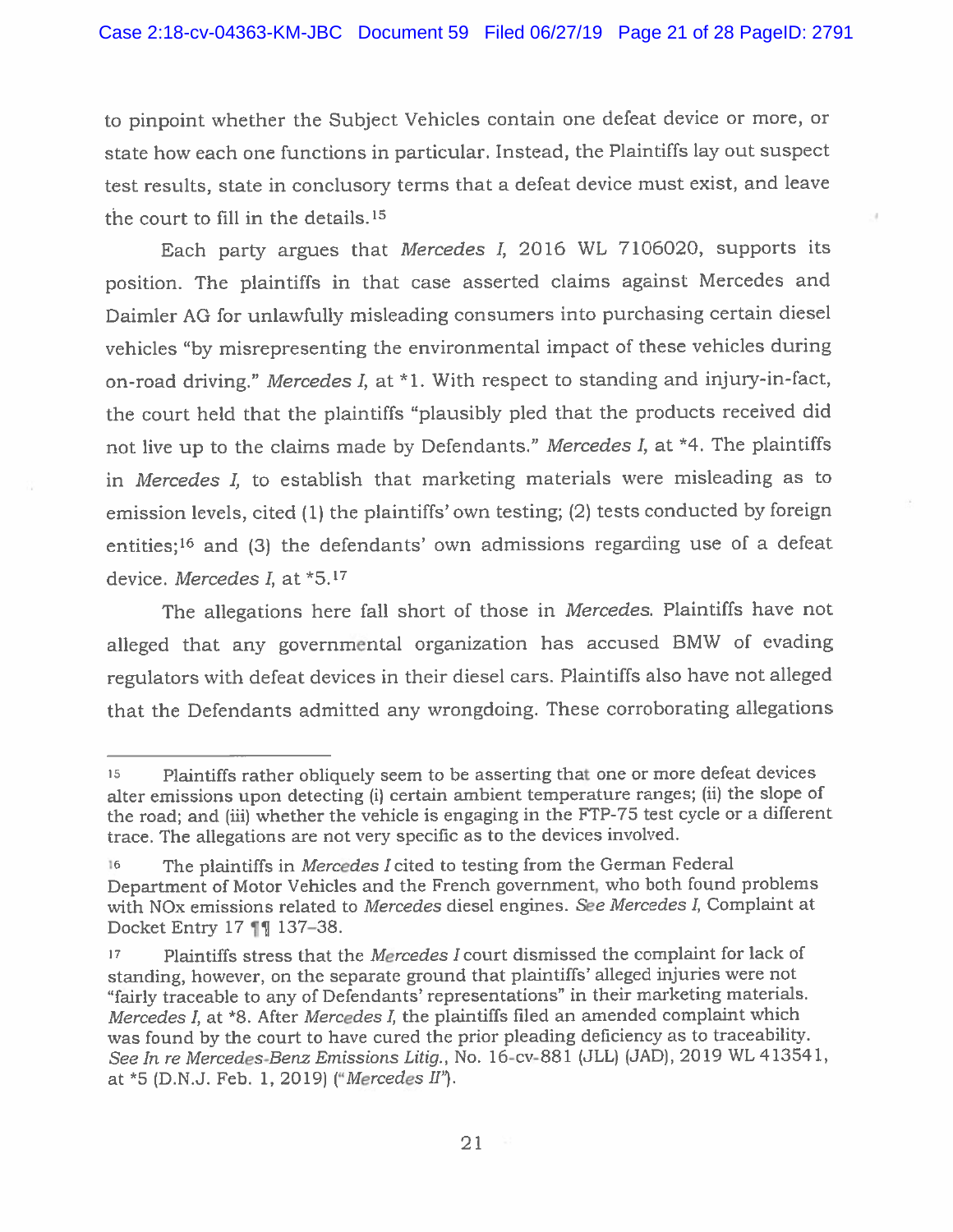to pinpoint whether the Subject Vehicles contain one defeat device or more, or state how each one functions in particular. Instead, the Plaintiffs lay out suspect test results, state in conclusory terms that a defeat device must exist, and leave the court to fill in the details.[15]

Each party argues that *Mercedes I*, 2016 WL 7106020, supports its position. The plaintiffs in that case asserted claims against Mercedes and Daimler AG for unlawfully misleading consumers into purchasing certain diesel vehicles "by misrepresenting the environmental impact of these vehicles during on-road driving." *Mercedes I*, at *1. With respect to standing and injury-in-fact, the court held that the plaintiffs "plausibly pled that the products received did not live up to the claims made by Defendants." *Mercedes I*, at *4. The plaintiffs in *Mercedes I*, to establish that marketing materials were misleading as to emission levels, cited (1) the plaintiffs' own testing; (2) tests conducted by foreign entities;[16] and (3) the defendants' own admissions regarding use of a defeat device. *Mercedes I*, at *5.[17]

The allegations here fall short of those in *Mercedes*. Plaintiffs have not alleged that any governmental organization has accused BMW of evading regulators with defeat devices in their diesel cars. Plaintiffs also have not alleged that the Defendants admitted any wrongdoing. These corroborating allegations

---

[15] Plaintiffs rather obliquely seem to be asserting that one or more defeat devices alter emissions upon detecting (i) certain ambient temperature ranges; (ii) the slope of the road; and (iii) whether the vehicle is engaging in the FTP-75 test cycle or a different trace. The allegations are not very specific as to the devices involved.

[16] The plaintiffs in *Mercedes I* cited to testing from the German Federal Department of Motor Vehicles and the French government, who both found problems with NOx emissions related to *Mercedes* diesel engines. *See Mercedes I*, Complaint at Docket Entry 17 ¶¶ 137–38.

[17] Plaintiffs stress that the *Mercedes I* court dismissed the complaint for lack of standing, however, on the separate ground that plaintiffs' alleged injuries were not "fairly traceable to any of Defendants' representations" in their marketing materials. *Mercedes I*, at *8. After *Mercedes I*, the plaintiffs filed an amended complaint which was found by the court to have cured the prior pleading deficiency as to traceability. *See In re Mercedes-Benz Emissions Litig.*, No. 16-cv-881 (JLL) (JAD), 2019 WL 413541, at *5 (D.N.J. Feb. 1, 2019) ("*Mercedes II*").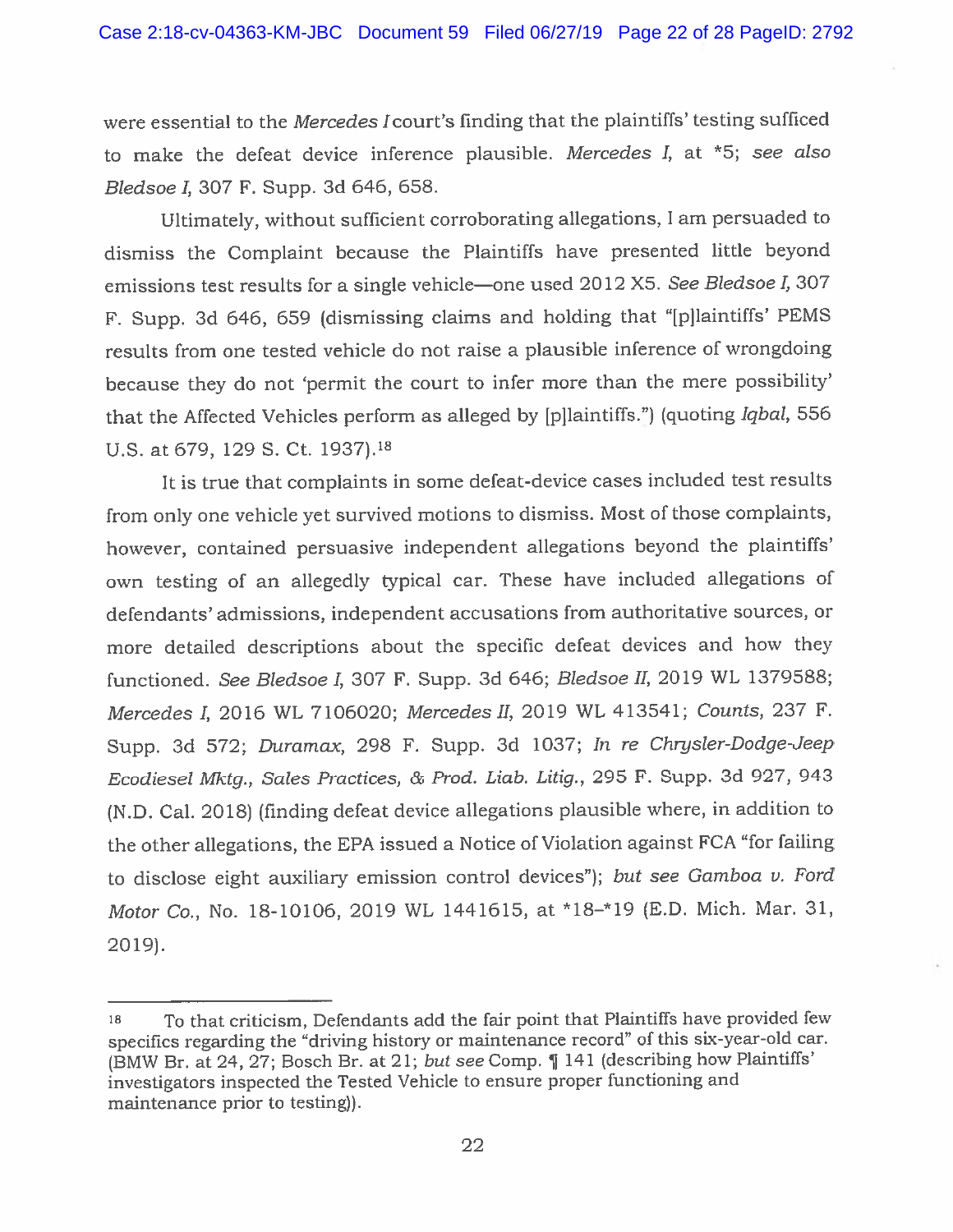were essential to the *Mercedes I* court's finding that the plaintiffs' testing sufficed to make the defeat device inference plausible. *Mercedes I*, at *5; *see also Bledsoe I*, 307 F. Supp. 3d 646, 658.

Ultimately, without sufficient corroborating allegations, I am persuaded to dismiss the Complaint because the Plaintiffs have presented little beyond emissions test results for a single vehicle—one used 2012 X5. *See Bledsoe I*, 307 F. Supp. 3d 646, 659 (dismissing claims and holding that "[p]laintiffs' PEMS results from one tested vehicle do not raise a plausible inference of wrongdoing because they do not 'permit the court to infer more than the mere possibility' that the Affected Vehicles perform as alleged by [p]laintiffs.") (quoting *Iqbal*, 556 U.S. at 679, 129 S. Ct. 1937).[18]

It is true that complaints in some defeat-device cases included test results from only one vehicle yet survived motions to dismiss. Most of those complaints, however, contained persuasive independent allegations beyond the plaintiffs' own testing of an allegedly typical car. These have included allegations of defendants' admissions, independent accusations from authoritative sources, or more detailed descriptions about the specific defeat devices and how they functioned. *See Bledsoe I*, 307 F. Supp. 3d 646; *Bledsoe II*, 2019 WL 1379588; *Mercedes I*, 2016 WL 7106020; *Mercedes II*, 2019 WL 413541; *Counts*, 237 F. Supp. 3d 572; *Duramax*, 298 F. Supp. 3d 1037; *In re Chrysler-Dodge-Jeep Ecodiesel Mktg., Sales Practices, & Prod. Liab. Litig.*, 295 F. Supp. 3d 927, 943 (N.D. Cal. 2018) (finding defeat device allegations plausible where, in addition to the other allegations, the EPA issued a Notice of Violation against FCA "for failing to disclose eight auxiliary emission control devices"); *but see Gamboa v. Ford Motor Co.*, No. 18-10106, 2019 WL 1441615, at *18–*19 (E.D. Mich. Mar. 31, 2019).

---

[18] To that criticism, Defendants add the fair point that Plaintiffs have provided few specifics regarding the "driving history or maintenance record" of this six-year-old car. (BMW Br. at 24, 27; Bosch Br. at 21; *but see* Comp. ¶ 141 (describing how Plaintiffs' investigators inspected the Tested Vehicle to ensure proper functioning and maintenance prior to testing)).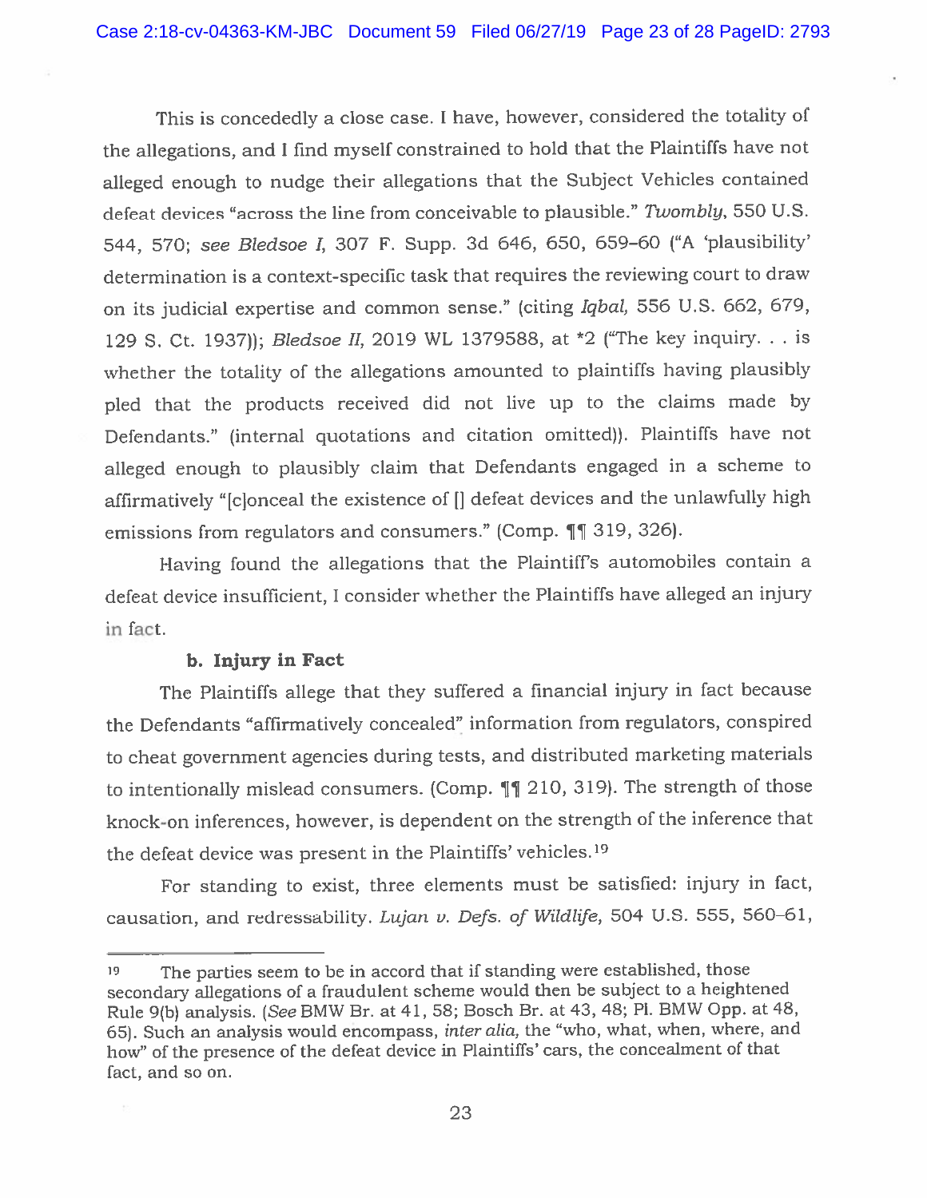This is concededly a close case. I have, however, considered the totality of the allegations, and I find myself constrained to hold that the Plaintiffs have not alleged enough to nudge their allegations that the Subject Vehicles contained defeat devices "across the line from conceivable to plausible." *Twombly*, 550 U.S. 544, 570; *see Bledsoe I*, 307 F. Supp. 3d 646, 650, 659–60 ("A 'plausibility' determination is a context-specific task that requires the reviewing court to draw on its judicial expertise and common sense." (citing *Iqbal*, 556 U.S. 662, 679, 129 S. Ct. 1937)); *Bledsoe II*, 2019 WL 1379588, at *2 ("The key inquiry. . . is whether the totality of the allegations amounted to plaintiffs having plausibly pled that the products received did not live up to the claims made by Defendants." (internal quotations and citation omitted)). Plaintiffs have not alleged enough to plausibly claim that Defendants engaged in a scheme to affirmatively "[c]onceal the existence of [] defeat devices and the unlawfully high emissions from regulators and consumers." (Comp. ¶¶ 319, 326).

Having found the allegations that the Plaintiff's automobiles contain a defeat device insufficient, I consider whether the Plaintiffs have alleged an injury in fact.

**b. Injury in Fact**

The Plaintiffs allege that they suffered a financial injury in fact because the Defendants "affirmatively concealed" information from regulators, conspired to cheat government agencies during tests, and distributed marketing materials to intentionally mislead consumers. (Comp. ¶¶ 210, 319). The strength of those knock-on inferences, however, is dependent on the strength of the inference that the defeat device was present in the Plaintiffs' vehicles.[19]

For standing to exist, three elements must be satisfied: injury in fact, causation, and redressability. *Lujan v. Defs. of Wildlife*, 504 U.S. 555, 560–61,

---

[19] The parties seem to be in accord that if standing were established, those secondary allegations of a fraudulent scheme would then be subject to a heightened Rule 9(b) analysis. (*See* BMW Br. at 41, 58; Bosch Br. at 43, 48; Pl. BMW Opp. at 48, 65). Such an analysis would encompass, *inter alia*, the "who, what, when, where, and how" of the presence of the defeat device in Plaintiffs' cars, the concealment of that fact, and so on.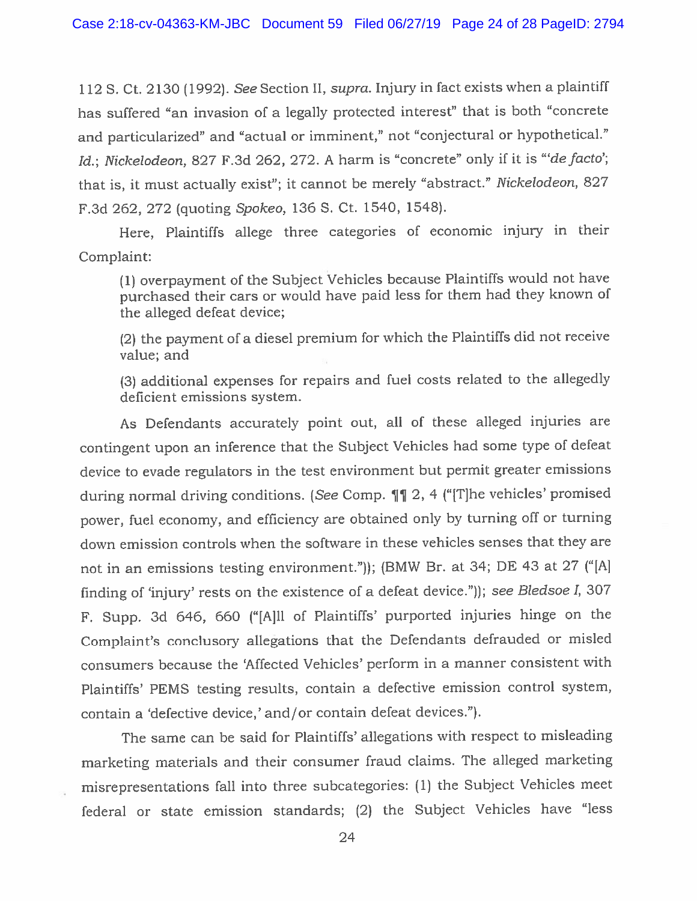112 S. Ct. 2130 (1992). *See* Section II, *supra*. Injury in fact exists when a plaintiff has suffered "an invasion of a legally protected interest" that is both "concrete and particularized" and "actual or imminent," not "conjectural or hypothetical." *Id.*; *Nickelodeon*, 827 F.3d 262, 272. A harm is "concrete" only if it is "'*de facto*'; that is, it must actually exist"; it cannot be merely "abstract." *Nickelodeon*, 827 F.3d 262, 272 (quoting *Spokeo*, 136 S. Ct. 1540, 1548).

Here, Plaintiffs allege three categories of economic injury in their Complaint:

> (1) overpayment of the Subject Vehicles because Plaintiffs would not have purchased their cars or would have paid less for them had they known of the alleged defeat device;
>
> (2) the payment of a diesel premium for which the Plaintiffs did not receive value; and
>
> (3) additional expenses for repairs and fuel costs related to the allegedly deficient emissions system.

As Defendants accurately point out, all of these alleged injuries are contingent upon an inference that the Subject Vehicles had some type of defeat device to evade regulators in the test environment but permit greater emissions during normal driving conditions. (*See* Comp. ¶¶ 2, 4 ("[T]he vehicles' promised power, fuel economy, and efficiency are obtained only by turning off or turning down emission controls when the software in these vehicles senses that they are not in an emissions testing environment.")); (BMW Br. at 34; DE 43 at 27 ("[A] finding of 'injury' rests on the existence of a defeat device.")); *see Bledsoe I*, 307 F. Supp. 3d 646, 660 ("[A]ll of Plaintiffs' purported injuries hinge on the Complaint's conclusory allegations that the Defendants defrauded or misled consumers because the 'Affected Vehicles' perform in a manner consistent with Plaintiffs' PEMS testing results, contain a defective emission control system, contain a 'defective device,' and/or contain defeat devices.").

The same can be said for Plaintiffs' allegations with respect to misleading marketing materials and their consumer fraud claims. The alleged marketing misrepresentations fall into three subcategories: (1) the Subject Vehicles meet federal or state emission standards; (2) the Subject Vehicles have "less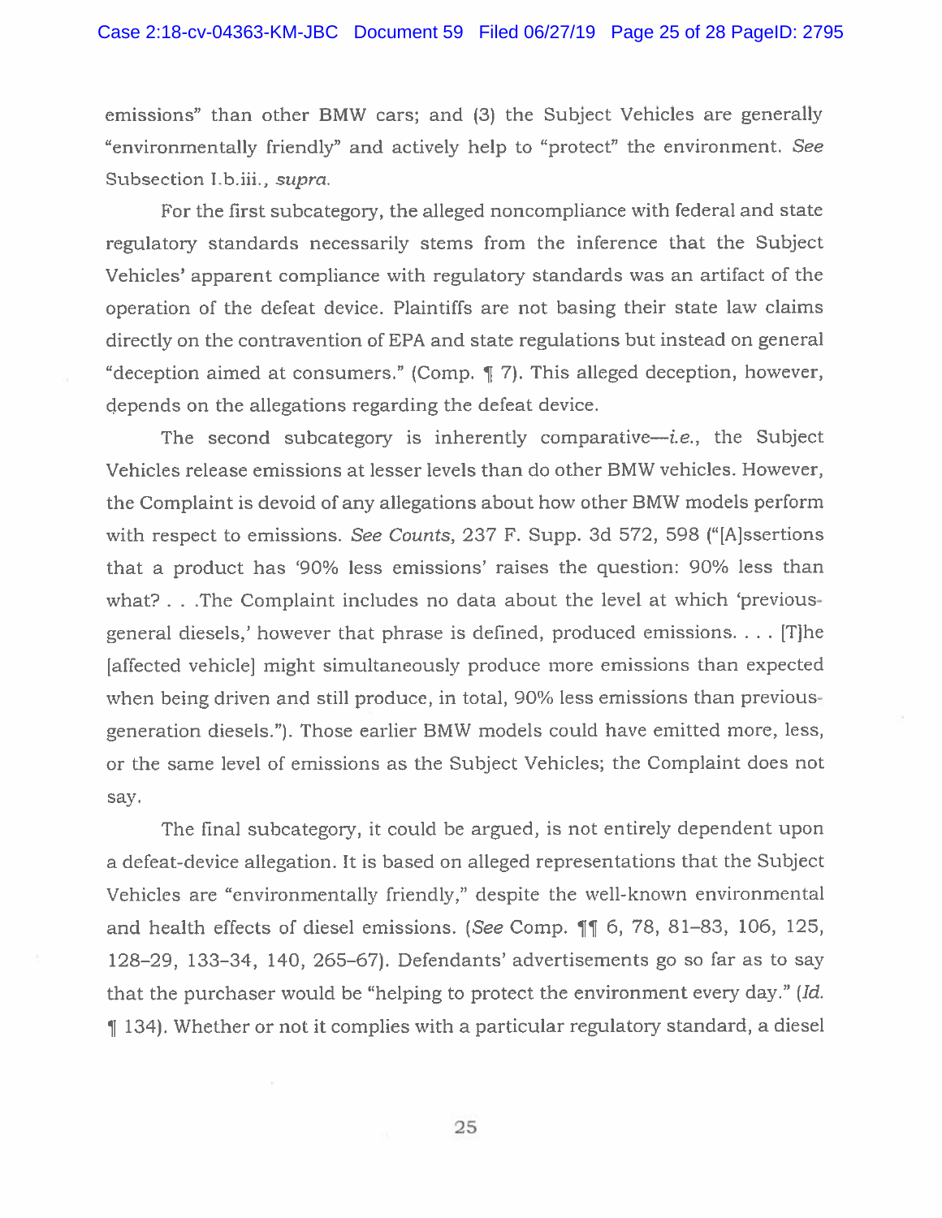emissions" than other BMW cars; and (3) the Subject Vehicles are generally "environmentally friendly" and actively help to "protect" the environment. *See* Subsection I.b.iii., *supra*.

For the first subcategory, the alleged noncompliance with federal and state regulatory standards necessarily stems from the inference that the Subject Vehicles' apparent compliance with regulatory standards was an artifact of the operation of the defeat device. Plaintiffs are not basing their state law claims directly on the contravention of EPA and state regulations but instead on general "deception aimed at consumers." (Comp. ¶ 7). This alleged deception, however, depends on the allegations regarding the defeat device.

The second subcategory is inherently comparative—*i.e.*, the Subject Vehicles release emissions at lesser levels than do other BMW vehicles. However, the Complaint is devoid of any allegations about how other BMW models perform with respect to emissions. *See Counts*, 237 F. Supp. 3d 572, 598 ("[A]ssertions that a product has '90% less emissions' raises the question: 90% less than what? . . .The Complaint includes no data about the level at which 'previous-general diesels,' however that phrase is defined, produced emissions. . . . [T]he [affected vehicle] might simultaneously produce more emissions than expected when being driven and still produce, in total, 90% less emissions than previous-generation diesels."). Those earlier BMW models could have emitted more, less, or the same level of emissions as the Subject Vehicles; the Complaint does not say.

The final subcategory, it could be argued, is not entirely dependent upon a defeat-device allegation. It is based on alleged representations that the Subject Vehicles are "environmentally friendly," despite the well-known environmental and health effects of diesel emissions. (*See* Comp. ¶¶ 6, 78, 81–83, 106, 125, 128–29, 133–34, 140, 265–67). Defendants' advertisements go so far as to say that the purchaser would be "helping to protect the environment every day." (*Id.* ¶ 134). Whether or not it complies with a particular regulatory standard, a diesel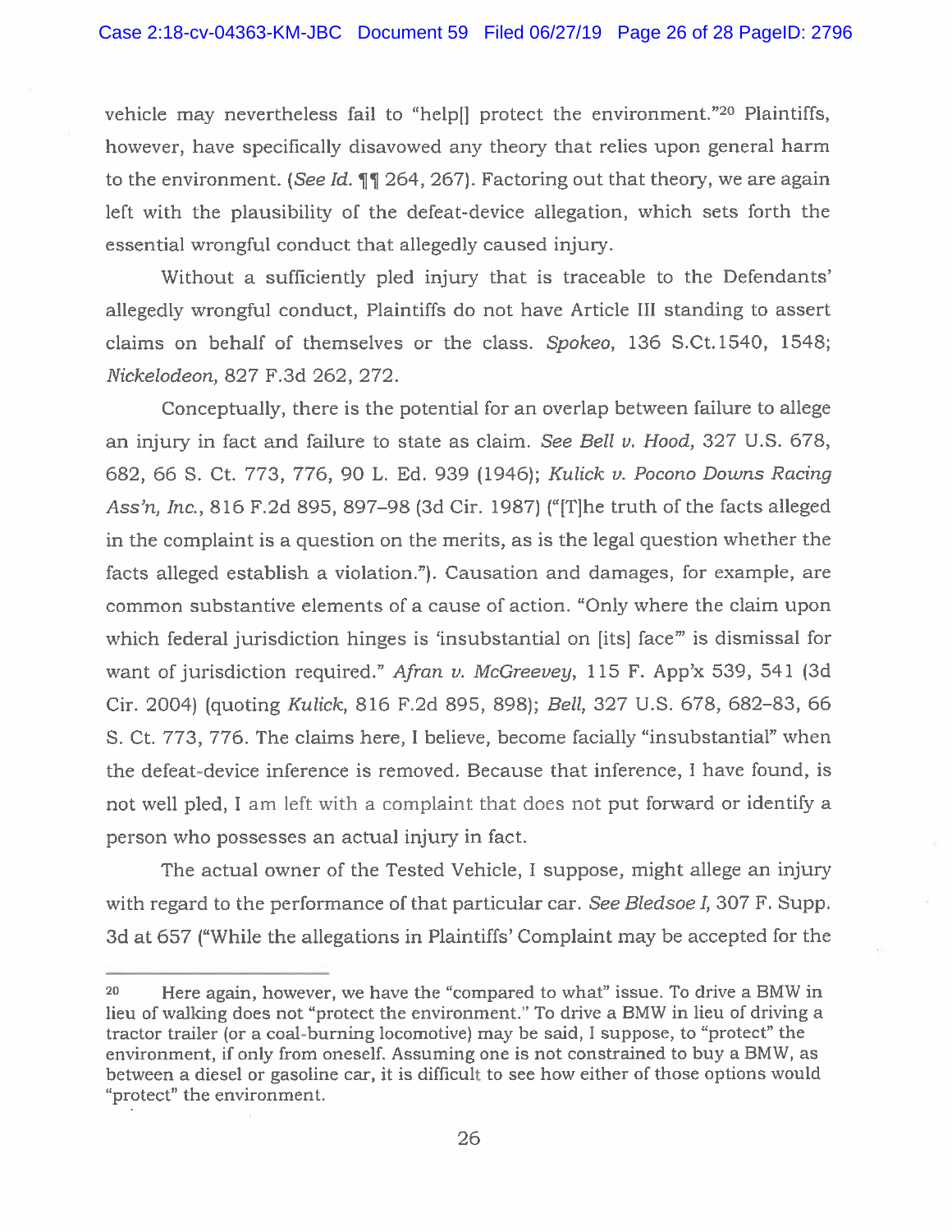vehicle may nevertheless fail to "help[] protect the environment."[20] Plaintiffs, however, have specifically disavowed any theory that relies upon general harm to the environment. (*See Id.* ¶¶ 264, 267). Factoring out that theory, we are again left with the plausibility of the defeat-device allegation, which sets forth the essential wrongful conduct that allegedly caused injury.

Without a sufficiently pled injury that is traceable to the Defendants' allegedly wrongful conduct, Plaintiffs do not have Article III standing to assert claims on behalf of themselves or the class. *Spokeo*, 136 S.Ct.1540, 1548; *Nickelodeon*, 827 F.3d 262, 272.

Conceptually, there is the potential for an overlap between failure to allege an injury in fact and failure to state as claim. *See Bell v. Hood*, 327 U.S. 678, 682, 66 S. Ct. 773, 776, 90 L. Ed. 939 (1946); *Kulick v. Pocono Downs Racing Ass'n, Inc.*, 816 F.2d 895, 897–98 (3d Cir. 1987) ("[T]he truth of the facts alleged in the complaint is a question on the merits, as is the legal question whether the facts alleged establish a violation."). Causation and damages, for example, are common substantive elements of a cause of action. "Only where the claim upon which federal jurisdiction hinges is 'insubstantial on [its] face'" is dismissal for want of jurisdiction required." *Afran v. McGreevey*, 115 F. App'x 539, 541 (3d Cir. 2004) (quoting *Kulick*, 816 F.2d 895, 898); *Bell*, 327 U.S. 678, 682–83, 66 S. Ct. 773, 776. The claims here, I believe, become facially "insubstantial" when the defeat-device inference is removed. Because that inference, I have found, is not well pled, I am left with a complaint that does not put forward or identify a person who possesses an actual injury in fact.

The actual owner of the Tested Vehicle, I suppose, might allege an injury with regard to the performance of that particular car. *See Bledsoe I*, 307 F. Supp. 3d at 657 ("While the allegations in Plaintiffs' Complaint may be accepted for the

---

[20] Here again, however, we have the "compared to what" issue. To drive a BMW in lieu of walking does not "protect the environment." To drive a BMW in lieu of driving a tractor trailer (or a coal-burning locomotive) may be said, I suppose, to "protect" the environment, if only from oneself. Assuming one is not constrained to buy a BMW, as between a diesel or gasoline car, it is difficult to see how either of those options would "protect" the environment.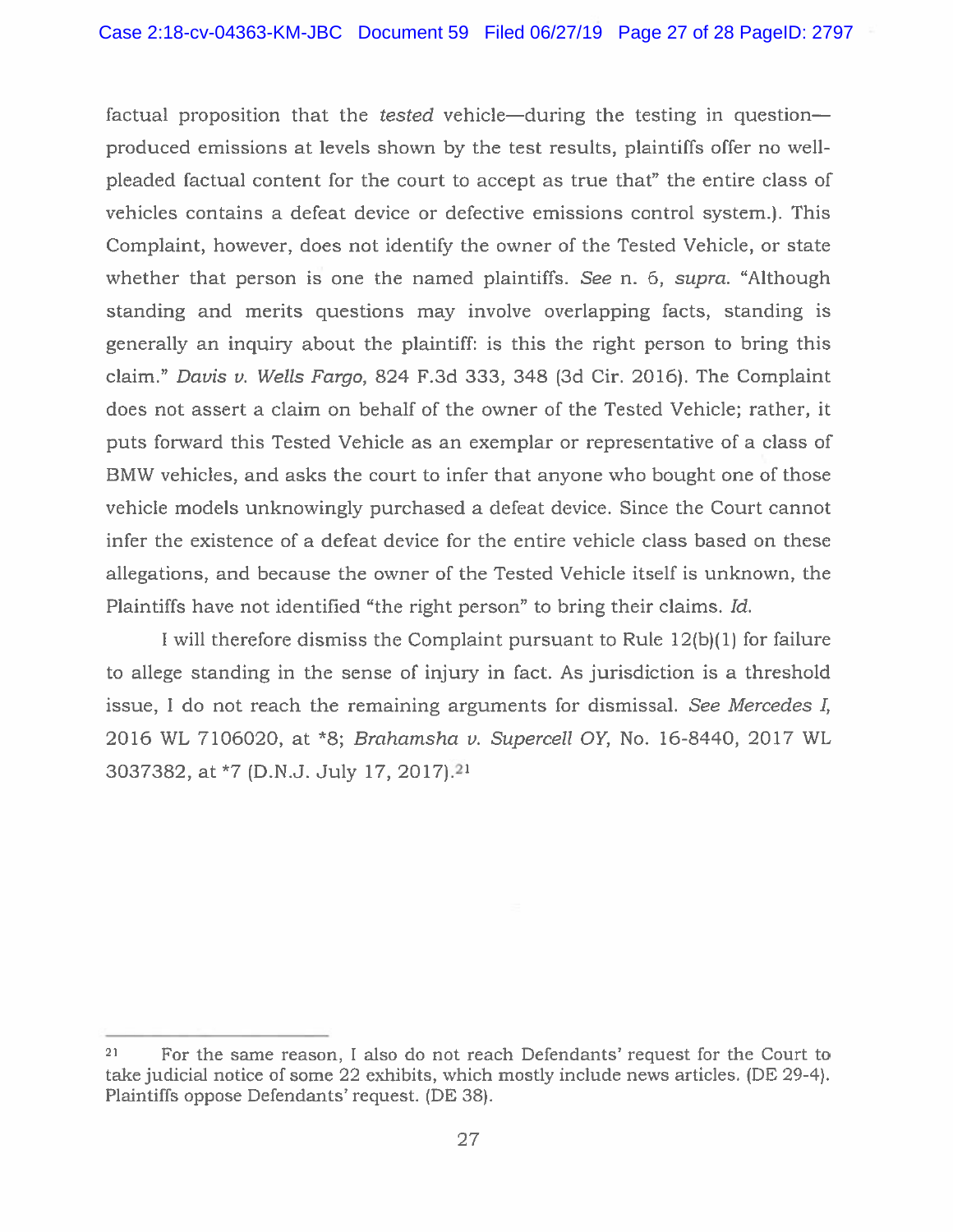factual proposition that the *tested* vehicle—during the testing in question—produced emissions at levels shown by the test results, plaintiffs offer no well-pleaded factual content for the court to accept as true that" the entire class of vehicles contains a defeat device or defective emissions control system.). This Complaint, however, does not identify the owner of the Tested Vehicle, or state whether that person is one the named plaintiffs. *See* n. 6, *supra*. "Although standing and merits questions may involve overlapping facts, standing is generally an inquiry about the plaintiff: is this the right person to bring this claim." *Davis v. Wells Fargo*, 824 F.3d 333, 348 (3d Cir. 2016). The Complaint does not assert a claim on behalf of the owner of the Tested Vehicle; rather, it puts forward this Tested Vehicle as an exemplar or representative of a class of BMW vehicles, and asks the court to infer that anyone who bought one of those vehicle models unknowingly purchased a defeat device. Since the Court cannot infer the existence of a defeat device for the entire vehicle class based on these allegations, and because the owner of the Tested Vehicle itself is unknown, the Plaintiffs have not identified "the right person" to bring their claims. *Id.*

I will therefore dismiss the Complaint pursuant to Rule 12(b)(1) for failure to allege standing in the sense of injury in fact. As jurisdiction is a threshold issue, I do not reach the remaining arguments for dismissal. *See Mercedes I*, 2016 WL 7106020, at *8; *Brahamsha v. Supercell OY*, No. 16-8440, 2017 WL 3037382, at *7 (D.N.J. July 17, 2017).[21]

---

[21] For the same reason, I also do not reach Defendants' request for the Court to take judicial notice of some 22 exhibits, which mostly include news articles. (DE 29-4). Plaintiffs oppose Defendants' request. (DE 38).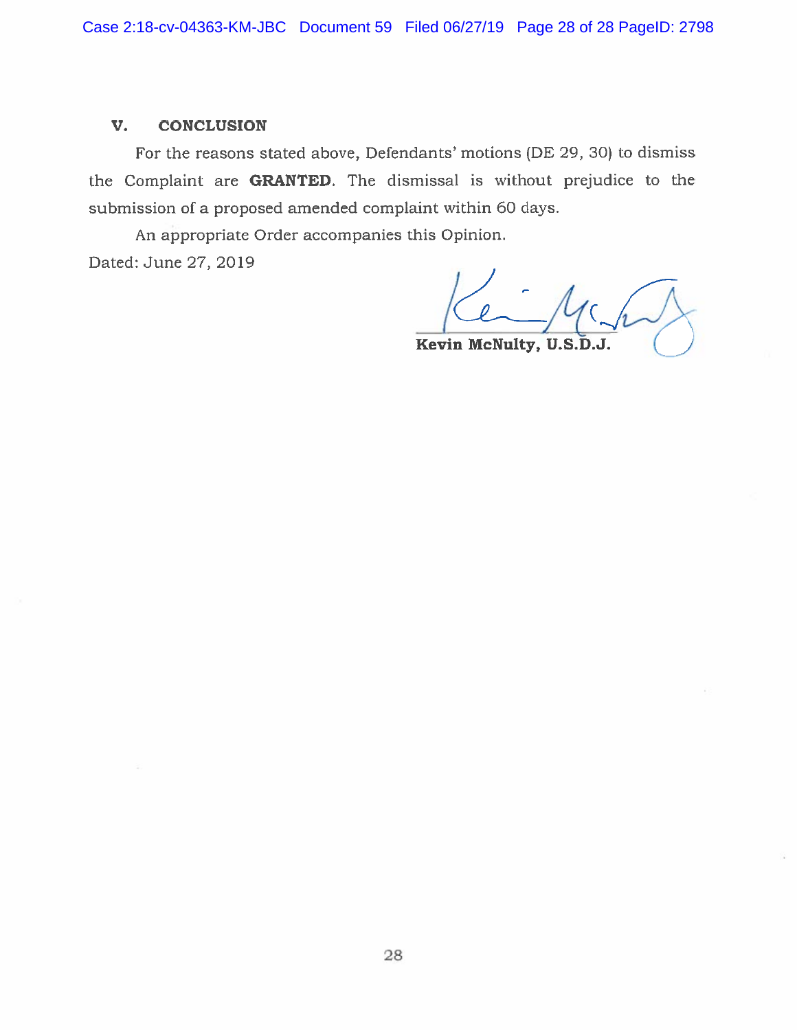## V. CONCLUSION

For the reasons stated above, Defendants' motions (DE 29, 30) to dismiss the Complaint are **GRANTED**. The dismissal is without prejudice to the submission of a proposed amended complaint within 60 days.

An appropriate Order accompanies this Opinion.

Dated: June 27, 2019

**Kevin McNulty, U.S.D.J.**